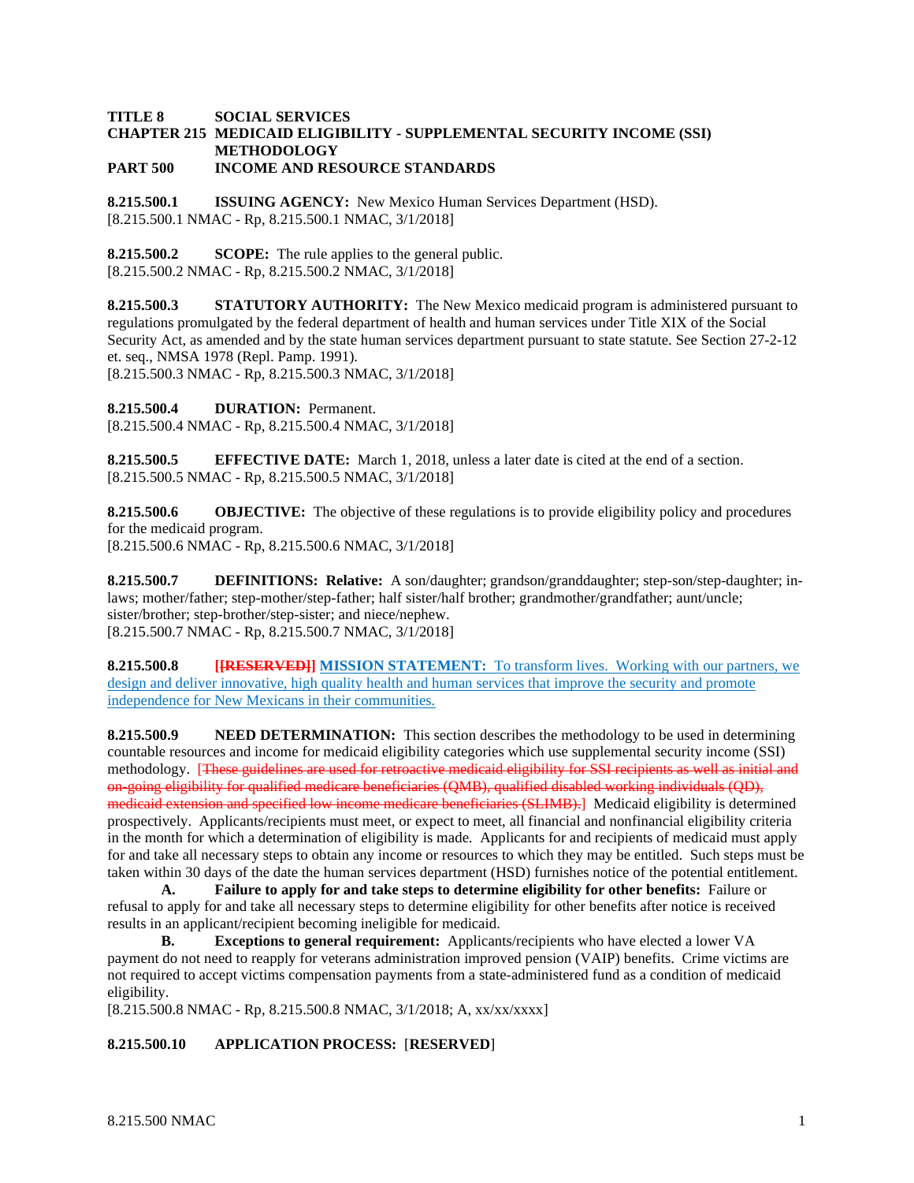**TITLE 8 SOCIAL SERVICES**
**CHAPTER 215 MEDICAID ELIGIBILITY - SUPPLEMENTAL SECURITY INCOME (SSI) METHODOLOGY**
**PART 500 INCOME AND RESOURCE STANDARDS**

**8.215.500.1 ISSUING AGENCY:** New Mexico Human Services Department (HSD).
[8.215.500.1 NMAC - Rp, 8.215.500.1 NMAC, 3/1/2018]

**8.215.500.2 SCOPE:** The rule applies to the general public.
[8.215.500.2 NMAC - Rp, 8.215.500.2 NMAC, 3/1/2018]

**8.215.500.3 STATUTORY AUTHORITY:** The New Mexico medicaid program is administered pursuant to regulations promulgated by the federal department of health and human services under Title XIX of the Social Security Act, as amended and by the state human services department pursuant to state statute. See Section 27-2-12 et. seq., NMSA 1978 (Repl. Pamp. 1991).
[8.215.500.3 NMAC - Rp, 8.215.500.3 NMAC, 3/1/2018]

**8.215.500.4 DURATION:** Permanent.
[8.215.500.4 NMAC - Rp, 8.215.500.4 NMAC, 3/1/2018]

**8.215.500.5 EFFECTIVE DATE:** March 1, 2018, unless a later date is cited at the end of a section.
[8.215.500.5 NMAC - Rp, 8.215.500.5 NMAC, 3/1/2018]

**8.215.500.6 OBJECTIVE:** The objective of these regulations is to provide eligibility policy and procedures for the medicaid program.
[8.215.500.6 NMAC - Rp, 8.215.500.6 NMAC, 3/1/2018]

**8.215.500.7 DEFINITIONS: Relative:** A son/daughter; grandson/granddaughter; step-son/step-daughter; in-laws; mother/father; step-mother/step-father; half sister/half brother; grandmother/grandfather; aunt/uncle; sister/brother; step-brother/step-sister; and niece/nephew.
[8.215.500.7 NMAC - Rp, 8.215.500.7 NMAC, 3/1/2018]

**8.215.500.8 [~~[RESERVED]~~] MISSION STATEMENT:** To transform lives. Working with our partners, we design and deliver innovative, high quality health and human services that improve the security and promote independence for New Mexicans in their communities.

**8.215.500.9 NEED DETERMINATION:** This section describes the methodology to be used in determining countable resources and income for medicaid eligibility categories which use supplemental security income (SSI) methodology. [~~These guidelines are used for retroactive medicaid eligibility for SSI recipients as well as initial and on-going eligibility for qualified medicare beneficiaries (QMB), qualified disabled working individuals (QD), medicaid extension and specified low income medicare beneficiaries (SLIMB).~~] Medicaid eligibility is determined prospectively. Applicants/recipients must meet, or expect to meet, all financial and nonfinancial eligibility criteria in the month for which a determination of eligibility is made. Applicants for and recipients of medicaid must apply for and take all necessary steps to obtain any income or resources to which they may be entitled. Such steps must be taken within 30 days of the date the human services department (HSD) furnishes notice of the potential entitlement.

**A. Failure to apply for and take steps to determine eligibility for other benefits:** Failure or refusal to apply for and take all necessary steps to determine eligibility for other benefits after notice is received results in an applicant/recipient becoming ineligible for medicaid.

**B. Exceptions to general requirement:** Applicants/recipients who have elected a lower VA payment do not need to reapply for veterans administration improved pension (VAIP) benefits. Crime victims are not required to accept victims compensation payments from a state-administered fund as a condition of medicaid eligibility.

[8.215.500.8 NMAC - Rp, 8.215.500.8 NMAC, 3/1/2018; A, xx/xx/xxxx]

**8.215.500.10 APPLICATION PROCESS:** [**RESERVED**]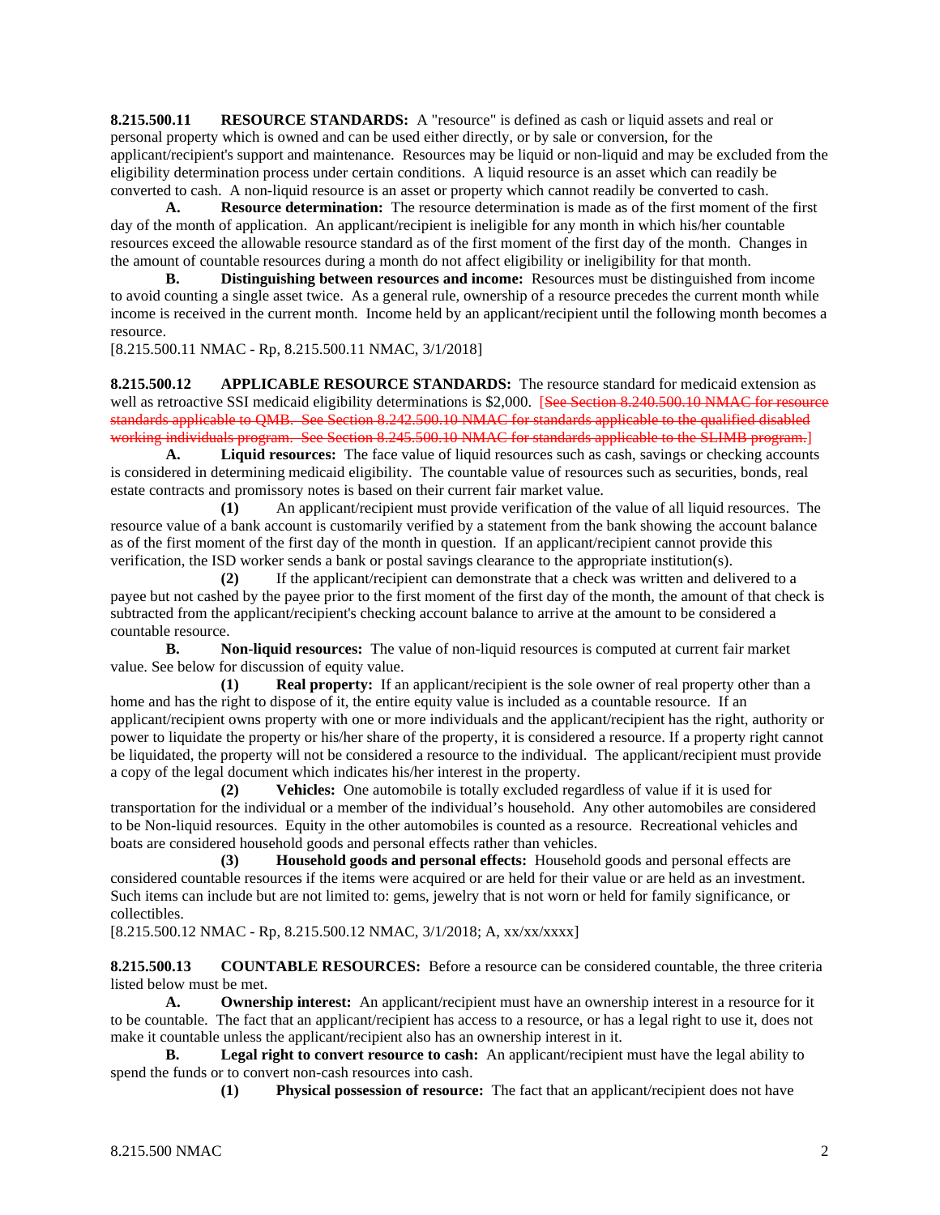**8.215.500.11 RESOURCE STANDARDS:** A "resource" is defined as cash or liquid assets and real or personal property which is owned and can be used either directly, or by sale or conversion, for the applicant/recipient's support and maintenance. Resources may be liquid or non-liquid and may be excluded from the eligibility determination process under certain conditions. A liquid resource is an asset which can readily be converted to cash. A non-liquid resource is an asset or property which cannot readily be converted to cash.

**A. Resource determination:** The resource determination is made as of the first moment of the first day of the month of application. An applicant/recipient is ineligible for any month in which his/her countable resources exceed the allowable resource standard as of the first moment of the first day of the month. Changes in the amount of countable resources during a month do not affect eligibility or ineligibility for that month.

**B. Distinguishing between resources and income:** Resources must be distinguished from income to avoid counting a single asset twice. As a general rule, ownership of a resource precedes the current month while income is received in the current month. Income held by an applicant/recipient until the following month becomes a resource.

[8.215.500.11 NMAC - Rp, 8.215.500.11 NMAC, 3/1/2018]

**8.215.500.12 APPLICABLE RESOURCE STANDARDS:** The resource standard for medicaid extension as well as retroactive SSI medicaid eligibility determinations is $2,000. [~~See Section 8.240.500.10 NMAC for resource standards applicable to QMB. See Section 8.242.500.10 NMAC for standards applicable to the qualified disabled working individuals program. See Section 8.245.500.10 NMAC for standards applicable to the SLIMB program.~~]

**A. Liquid resources:** The face value of liquid resources such as cash, savings or checking accounts is considered in determining medicaid eligibility. The countable value of resources such as securities, bonds, real estate contracts and promissory notes is based on their current fair market value.

**(1)** An applicant/recipient must provide verification of the value of all liquid resources. The resource value of a bank account is customarily verified by a statement from the bank showing the account balance as of the first moment of the first day of the month in question. If an applicant/recipient cannot provide this verification, the ISD worker sends a bank or postal savings clearance to the appropriate institution(s).

**(2)** If the applicant/recipient can demonstrate that a check was written and delivered to a payee but not cashed by the payee prior to the first moment of the first day of the month, the amount of that check is subtracted from the applicant/recipient's checking account balance to arrive at the amount to be considered a countable resource.

**B. Non-liquid resources:** The value of non-liquid resources is computed at current fair market value. See below for discussion of equity value.

**(1) Real property:** If an applicant/recipient is the sole owner of real property other than a home and has the right to dispose of it, the entire equity value is included as a countable resource. If an applicant/recipient owns property with one or more individuals and the applicant/recipient has the right, authority or power to liquidate the property or his/her share of the property, it is considered a resource. If a property right cannot be liquidated, the property will not be considered a resource to the individual. The applicant/recipient must provide a copy of the legal document which indicates his/her interest in the property.

**(2) Vehicles:** One automobile is totally excluded regardless of value if it is used for transportation for the individual or a member of the individual's household. Any other automobiles are considered to be Non-liquid resources. Equity in the other automobiles is counted as a resource. Recreational vehicles and boats are considered household goods and personal effects rather than vehicles.

**(3) Household goods and personal effects:** Household goods and personal effects are considered countable resources if the items were acquired or are held for their value or are held as an investment. Such items can include but are not limited to: gems, jewelry that is not worn or held for family significance, or collectibles.

[8.215.500.12 NMAC - Rp, 8.215.500.12 NMAC, 3/1/2018; A, xx/xx/xxxx]

**8.215.500.13 COUNTABLE RESOURCES:** Before a resource can be considered countable, the three criteria listed below must be met.

**A. Ownership interest:** An applicant/recipient must have an ownership interest in a resource for it to be countable. The fact that an applicant/recipient has access to a resource, or has a legal right to use it, does not make it countable unless the applicant/recipient also has an ownership interest in it.

**B. Legal right to convert resource to cash:** An applicant/recipient must have the legal ability to spend the funds or to convert non-cash resources into cash.

**(1) Physical possession of resource:** The fact that an applicant/recipient does not have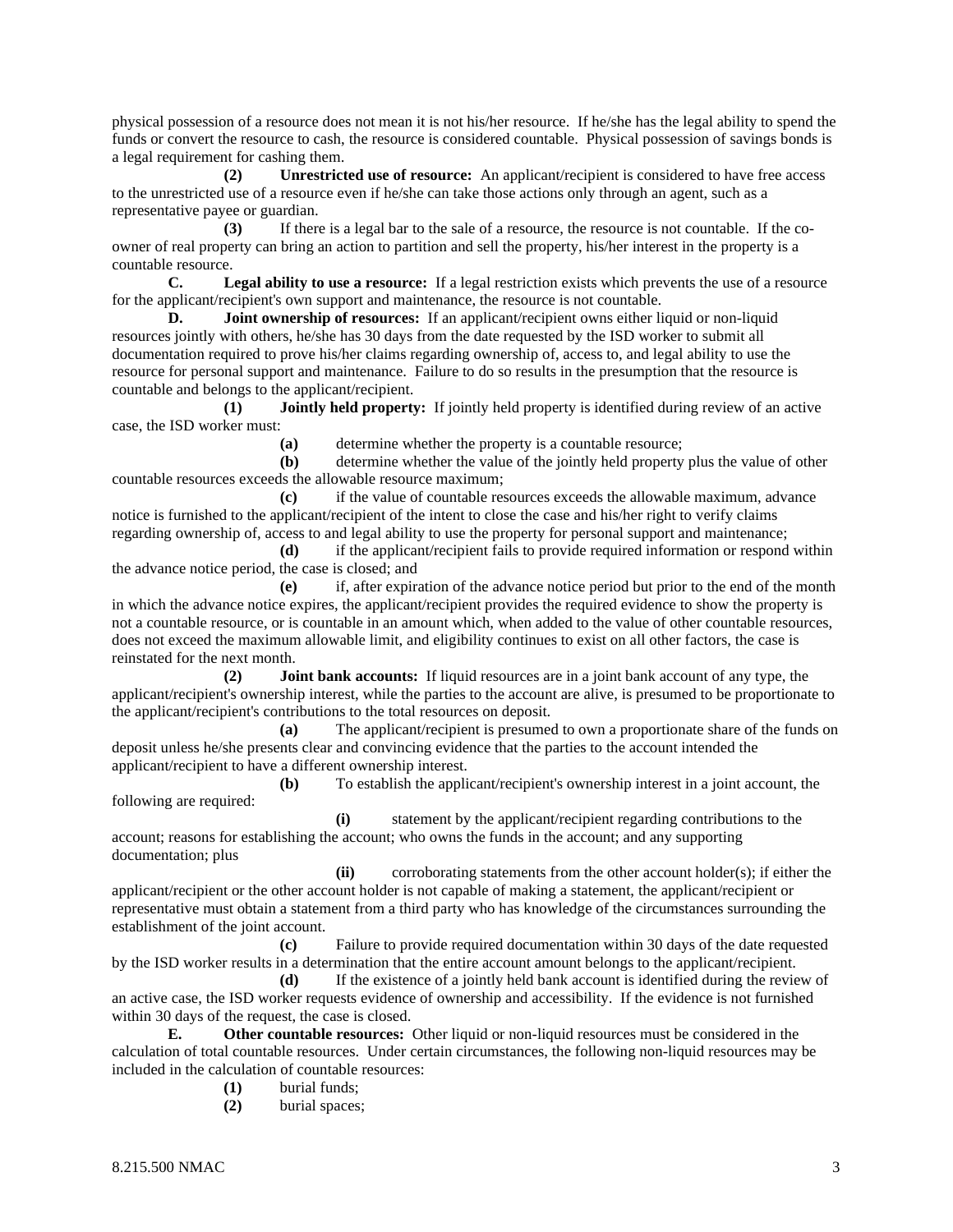physical possession of a resource does not mean it is not his/her resource. If he/she has the legal ability to spend the funds or convert the resource to cash, the resource is considered countable. Physical possession of savings bonds is a legal requirement for cashing them.

**(2)** **Unrestricted use of resource:** An applicant/recipient is considered to have free access to the unrestricted use of a resource even if he/she can take those actions only through an agent, such as a representative payee or guardian.

**(3)** If there is a legal bar to the sale of a resource, the resource is not countable. If the co-owner of real property can bring an action to partition and sell the property, his/her interest in the property is a countable resource.

**C.** **Legal ability to use a resource:** If a legal restriction exists which prevents the use of a resource for the applicant/recipient's own support and maintenance, the resource is not countable.

**D.** **Joint ownership of resources:** If an applicant/recipient owns either liquid or non-liquid resources jointly with others, he/she has 30 days from the date requested by the ISD worker to submit all documentation required to prove his/her claims regarding ownership of, access to, and legal ability to use the resource for personal support and maintenance. Failure to do so results in the presumption that the resource is countable and belongs to the applicant/recipient.

**(1)** **Jointly held property:** If jointly held property is identified during review of an active case, the ISD worker must:

**(a)** determine whether the property is a countable resource;

**(b)** determine whether the value of the jointly held property plus the value of other countable resources exceeds the allowable resource maximum;

**(c)** if the value of countable resources exceeds the allowable maximum, advance notice is furnished to the applicant/recipient of the intent to close the case and his/her right to verify claims regarding ownership of, access to and legal ability to use the property for personal support and maintenance;

**(d)** if the applicant/recipient fails to provide required information or respond within the advance notice period, the case is closed; and

**(e)** if, after expiration of the advance notice period but prior to the end of the month in which the advance notice expires, the applicant/recipient provides the required evidence to show the property is not a countable resource, or is countable in an amount which, when added to the value of other countable resources, does not exceed the maximum allowable limit, and eligibility continues to exist on all other factors, the case is reinstated for the next month.

**(2)** **Joint bank accounts:** If liquid resources are in a joint bank account of any type, the applicant/recipient's ownership interest, while the parties to the account are alive, is presumed to be proportionate to the applicant/recipient's contributions to the total resources on deposit.

**(a)** The applicant/recipient is presumed to own a proportionate share of the funds on deposit unless he/she presents clear and convincing evidence that the parties to the account intended the applicant/recipient to have a different ownership interest.

**(b)** To establish the applicant/recipient's ownership interest in a joint account, the following are required:

**(i)** statement by the applicant/recipient regarding contributions to the account; reasons for establishing the account; who owns the funds in the account; and any supporting documentation; plus

**(ii)** corroborating statements from the other account holder(s); if either the applicant/recipient or the other account holder is not capable of making a statement, the applicant/recipient or representative must obtain a statement from a third party who has knowledge of the circumstances surrounding the establishment of the joint account.

**(c)** Failure to provide required documentation within 30 days of the date requested by the ISD worker results in a determination that the entire account amount belongs to the applicant/recipient.

**(d)** If the existence of a jointly held bank account is identified during the review of an active case, the ISD worker requests evidence of ownership and accessibility. If the evidence is not furnished within 30 days of the request, the case is closed.

**E.** **Other countable resources:** Other liquid or non-liquid resources must be considered in the calculation of total countable resources. Under certain circumstances, the following non-liquid resources may be included in the calculation of countable resources:

**(1)** burial funds;

**(2)** burial spaces;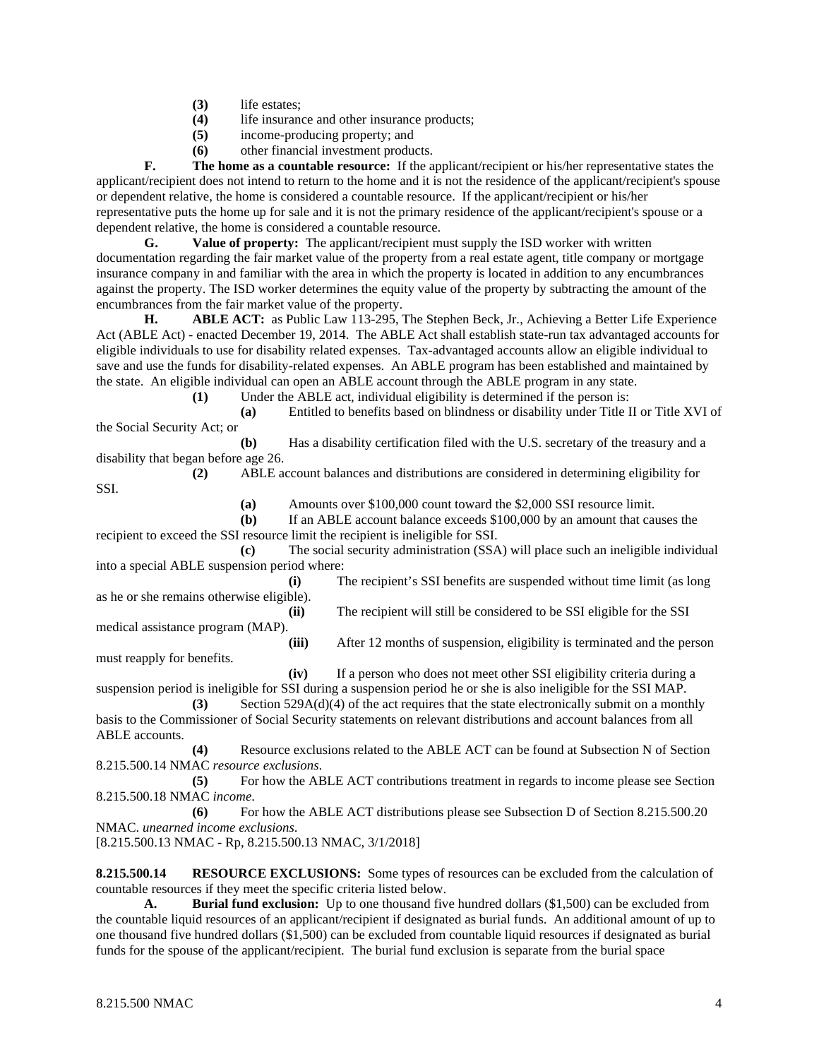**(3)** life estates;

**(4)** life insurance and other insurance products;

**(5)** income-producing property; and

**(6)** other financial investment products.

**F. The home as a countable resource:** If the applicant/recipient or his/her representative states the applicant/recipient does not intend to return to the home and it is not the residence of the applicant/recipient's spouse or dependent relative, the home is considered a countable resource. If the applicant/recipient or his/her representative puts the home up for sale and it is not the primary residence of the applicant/recipient's spouse or a dependent relative, the home is considered a countable resource.

**G. Value of property:** The applicant/recipient must supply the ISD worker with written documentation regarding the fair market value of the property from a real estate agent, title company or mortgage insurance company in and familiar with the area in which the property is located in addition to any encumbrances against the property. The ISD worker determines the equity value of the property by subtracting the amount of the encumbrances from the fair market value of the property.

**H. ABLE ACT:** as Public Law 113-295, The Stephen Beck, Jr., Achieving a Better Life Experience Act (ABLE Act) - enacted December 19, 2014. The ABLE Act shall establish state-run tax advantaged accounts for eligible individuals to use for disability related expenses. Tax-advantaged accounts allow an eligible individual to save and use the funds for disability-related expenses. An ABLE program has been established and maintained by the state. An eligible individual can open an ABLE account through the ABLE program in any state.

**(1)** Under the ABLE act, individual eligibility is determined if the person is:

**(a)** Entitled to benefits based on blindness or disability under Title II or Title XVI of the Social Security Act; or

**(b)** Has a disability certification filed with the U.S. secretary of the treasury and a disability that began before age 26.

**(2)** ABLE account balances and distributions are considered in determining eligibility for SSI.

**(a)** Amounts over $100,000 count toward the $2,000 SSI resource limit.

**(b)** If an ABLE account balance exceeds $100,000 by an amount that causes the recipient to exceed the SSI resource limit the recipient is ineligible for SSI.

**(c)** The social security administration (SSA) will place such an ineligible individual into a special ABLE suspension period where:

**(i)** The recipient's SSI benefits are suspended without time limit (as long as he or she remains otherwise eligible).

**(ii)** The recipient will still be considered to be SSI eligible for the SSI medical assistance program (MAP).

**(iii)** After 12 months of suspension, eligibility is terminated and the person must reapply for benefits.

**(iv)** If a person who does not meet other SSI eligibility criteria during a suspension period is ineligible for SSI during a suspension period he or she is also ineligible for the SSI MAP.

**(3)** Section 529A(d)(4) of the act requires that the state electronically submit on a monthly basis to the Commissioner of Social Security statements on relevant distributions and account balances from all ABLE accounts.

**(4)** Resource exclusions related to the ABLE ACT can be found at Subsection N of Section 8.215.500.14 NMAC *resource exclusions*.

**(5)** For how the ABLE ACT contributions treatment in regards to income please see Section 8.215.500.18 NMAC *income*.

**(6)** For how the ABLE ACT distributions please see Subsection D of Section 8.215.500.20 NMAC. *unearned income exclusions*.

[8.215.500.13 NMAC - Rp, 8.215.500.13 NMAC, 3/1/2018]

**8.215.500.14 RESOURCE EXCLUSIONS:** Some types of resources can be excluded from the calculation of countable resources if they meet the specific criteria listed below.

**A. Burial fund exclusion:** Up to one thousand five hundred dollars ($1,500) can be excluded from the countable liquid resources of an applicant/recipient if designated as burial funds. An additional amount of up to one thousand five hundred dollars ($1,500) can be excluded from countable liquid resources if designated as burial funds for the spouse of the applicant/recipient. The burial fund exclusion is separate from the burial space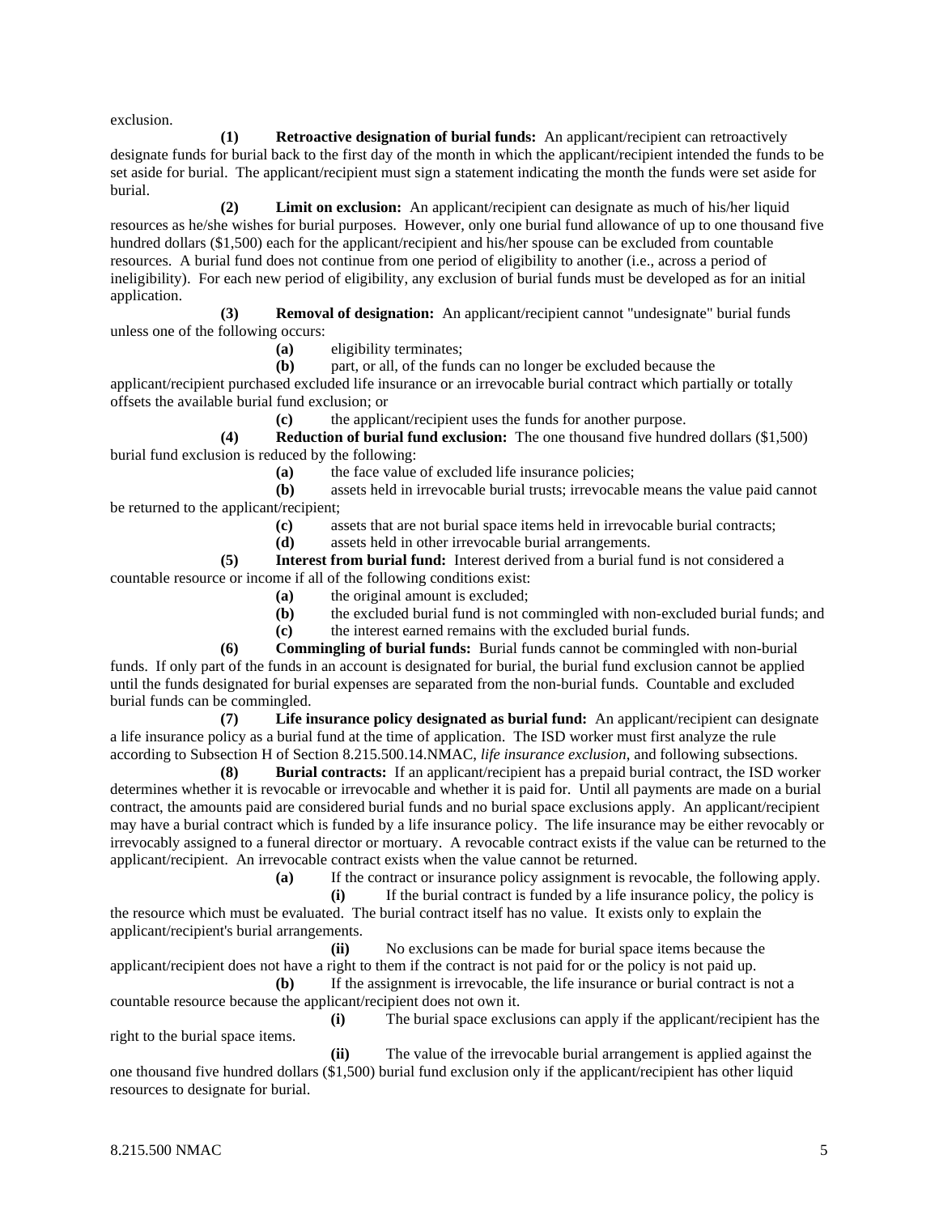exclusion.

**(1) Retroactive designation of burial funds:** An applicant/recipient can retroactively designate funds for burial back to the first day of the month in which the applicant/recipient intended the funds to be set aside for burial. The applicant/recipient must sign a statement indicating the month the funds were set aside for burial.

**(2) Limit on exclusion:** An applicant/recipient can designate as much of his/her liquid resources as he/she wishes for burial purposes. However, only one burial fund allowance of up to one thousand five hundred dollars ($1,500) each for the applicant/recipient and his/her spouse can be excluded from countable resources. A burial fund does not continue from one period of eligibility to another (i.e., across a period of ineligibility). For each new period of eligibility, any exclusion of burial funds must be developed as for an initial application.

**(3) Removal of designation:** An applicant/recipient cannot "undesignate" burial funds unless one of the following occurs:

**(a)** eligibility terminates;

**(b)** part, or all, of the funds can no longer be excluded because the applicant/recipient purchased excluded life insurance or an irrevocable burial contract which partially or totally offsets the available burial fund exclusion; or

**(c)** the applicant/recipient uses the funds for another purpose.

**(4) Reduction of burial fund exclusion:** The one thousand five hundred dollars ($1,500) burial fund exclusion is reduced by the following:

**(a)** the face value of excluded life insurance policies;

**(b)** assets held in irrevocable burial trusts; irrevocable means the value paid cannot be returned to the applicant/recipient;

**(c)** assets that are not burial space items held in irrevocable burial contracts;

**(d)** assets held in other irrevocable burial arrangements.

**(5) Interest from burial fund:** Interest derived from a burial fund is not considered a countable resource or income if all of the following conditions exist:

**(a)** the original amount is excluded;

**(b)** the excluded burial fund is not commingled with non-excluded burial funds; and

**(c)** the interest earned remains with the excluded burial funds.

**(6) Commingling of burial funds:** Burial funds cannot be commingled with non-burial funds. If only part of the funds in an account is designated for burial, the burial fund exclusion cannot be applied until the funds designated for burial expenses are separated from the non-burial funds. Countable and excluded burial funds can be commingled.

**(7) Life insurance policy designated as burial fund:** An applicant/recipient can designate a life insurance policy as a burial fund at the time of application. The ISD worker must first analyze the rule according to Subsection H of Section 8.215.500.14.NMAC, *life insurance exclusion*, and following subsections.

**(8) Burial contracts:** If an applicant/recipient has a prepaid burial contract, the ISD worker determines whether it is revocable or irrevocable and whether it is paid for. Until all payments are made on a burial contract, the amounts paid are considered burial funds and no burial space exclusions apply. An applicant/recipient may have a burial contract which is funded by a life insurance policy. The life insurance may be either revocably or irrevocably assigned to a funeral director or mortuary. A revocable contract exists if the value can be returned to the applicant/recipient. An irrevocable contract exists when the value cannot be returned.

**(a)** If the contract or insurance policy assignment is revocable, the following apply.

**(i)** If the burial contract is funded by a life insurance policy, the policy is the resource which must be evaluated. The burial contract itself has no value. It exists only to explain the applicant/recipient's burial arrangements.

**(ii)** No exclusions can be made for burial space items because the applicant/recipient does not have a right to them if the contract is not paid for or the policy is not paid up.

**(b)** If the assignment is irrevocable, the life insurance or burial contract is not a countable resource because the applicant/recipient does not own it.

**(i)** The burial space exclusions can apply if the applicant/recipient has the right to the burial space items.

**(ii)** The value of the irrevocable burial arrangement is applied against the one thousand five hundred dollars ($1,500) burial fund exclusion only if the applicant/recipient has other liquid resources to designate for burial.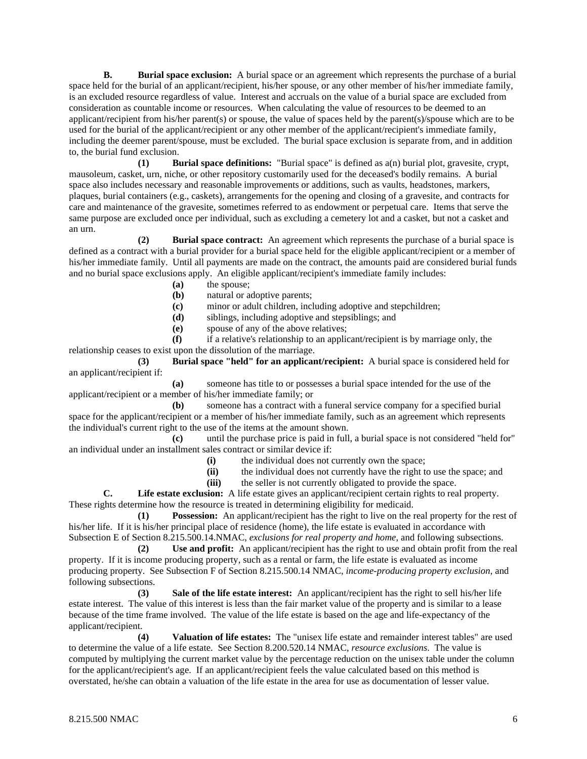**B. Burial space exclusion:** A burial space or an agreement which represents the purchase of a burial space held for the burial of an applicant/recipient, his/her spouse, or any other member of his/her immediate family, is an excluded resource regardless of value. Interest and accruals on the value of a burial space are excluded from consideration as countable income or resources. When calculating the value of resources to be deemed to an applicant/recipient from his/her parent(s) or spouse, the value of spaces held by the parent(s)/spouse which are to be used for the burial of the applicant/recipient or any other member of the applicant/recipient's immediate family, including the deemer parent/spouse, must be excluded. The burial space exclusion is separate from, and in addition to, the burial fund exclusion.

**(1) Burial space definitions:** "Burial space" is defined as a(n) burial plot, gravesite, crypt, mausoleum, casket, urn, niche, or other repository customarily used for the deceased's bodily remains. A burial space also includes necessary and reasonable improvements or additions, such as vaults, headstones, markers, plaques, burial containers (e.g., caskets), arrangements for the opening and closing of a gravesite, and contracts for care and maintenance of the gravesite, sometimes referred to as endowment or perpetual care. Items that serve the same purpose are excluded once per individual, such as excluding a cemetery lot and a casket, but not a casket and an urn.

**(2) Burial space contract:** An agreement which represents the purchase of a burial space is defined as a contract with a burial provider for a burial space held for the eligible applicant/recipient or a member of his/her immediate family. Until all payments are made on the contract, the amounts paid are considered burial funds and no burial space exclusions apply. An eligible applicant/recipient's immediate family includes:

**(a)** the spouse;

**(b)** natural or adoptive parents;

**(c)** minor or adult children, including adoptive and stepchildren;

**(d)** siblings, including adoptive and stepsiblings; and

**(e)** spouse of any of the above relatives;

**(f)** if a relative's relationship to an applicant/recipient is by marriage only, the relationship ceases to exist upon the dissolution of the marriage.

**(3) Burial space "held" for an applicant/recipient:** A burial space is considered held for an applicant/recipient if:

**(a)** someone has title to or possesses a burial space intended for the use of the applicant/recipient or a member of his/her immediate family; or

**(b)** someone has a contract with a funeral service company for a specified burial space for the applicant/recipient or a member of his/her immediate family, such as an agreement which represents the individual's current right to the use of the items at the amount shown.

**(c)** until the purchase price is paid in full, a burial space is not considered "held for" an individual under an installment sales contract or similar device if:

**(i)** the individual does not currently own the space;

**(ii)** the individual does not currently have the right to use the space; and

**(iii)** the seller is not currently obligated to provide the space.

**C. Life estate exclusion:** A life estate gives an applicant/recipient certain rights to real property. These rights determine how the resource is treated in determining eligibility for medicaid.

**(1) Possession:** An applicant/recipient has the right to live on the real property for the rest of his/her life. If it is his/her principal place of residence (home), the life estate is evaluated in accordance with Subsection E of Section 8.215.500.14.NMAC, *exclusions for real property and home*, and following subsections.

**(2) Use and profit:** An applicant/recipient has the right to use and obtain profit from the real property. If it is income producing property, such as a rental or farm, the life estate is evaluated as income producing property. See Subsection F of Section 8.215.500.14 NMAC, *income-producing property exclusion*, and following subsections.

**(3) Sale of the life estate interest:** An applicant/recipient has the right to sell his/her life estate interest. The value of this interest is less than the fair market value of the property and is similar to a lease because of the time frame involved. The value of the life estate is based on the age and life-expectancy of the applicant/recipient.

**(4) Valuation of life estates:** The "unisex life estate and remainder interest tables" are used to determine the value of a life estate. See Section 8.200.520.14 NMAC, *resource exclusions*. The value is computed by multiplying the current market value by the percentage reduction on the unisex table under the column for the applicant/recipient's age. If an applicant/recipient feels the value calculated based on this method is overstated, he/she can obtain a valuation of the life estate in the area for use as documentation of lesser value.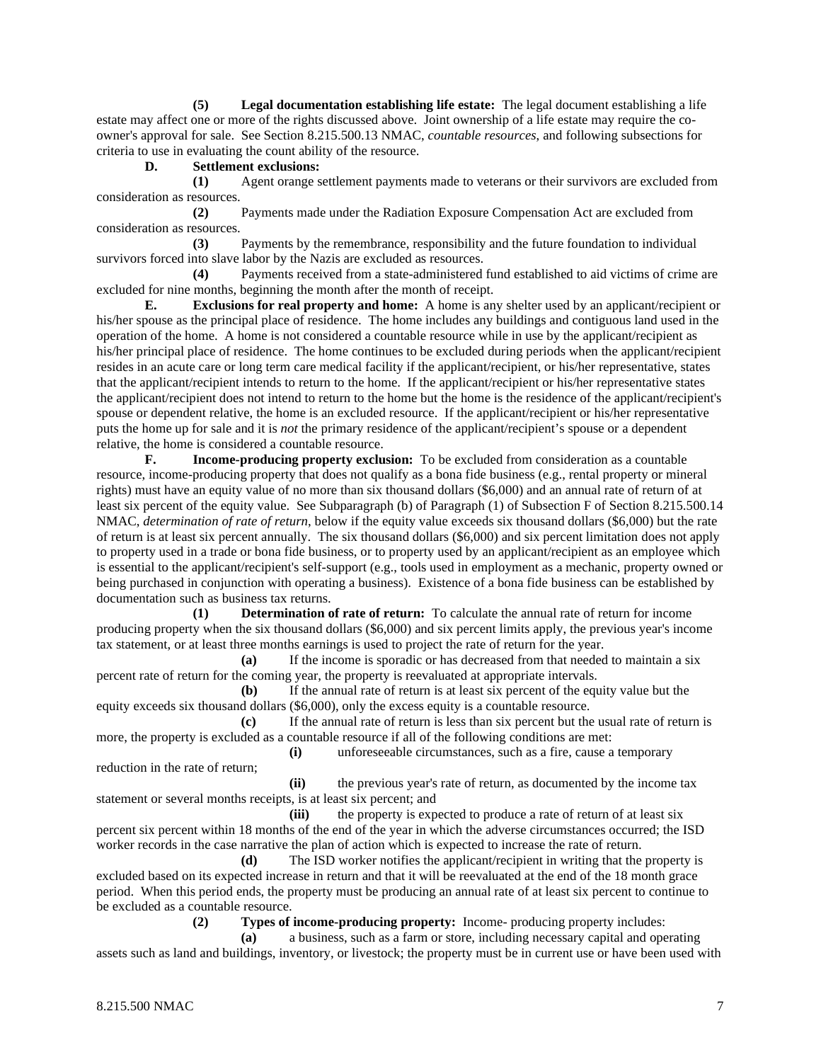**(5) Legal documentation establishing life estate:** The legal document establishing a life estate may affect one or more of the rights discussed above. Joint ownership of a life estate may require the co-owner's approval for sale. See Section 8.215.500.13 NMAC, *countable resources*, and following subsections for criteria to use in evaluating the count ability of the resource.

**D. Settlement exclusions:**

**(1)** Agent orange settlement payments made to veterans or their survivors are excluded from consideration as resources.

**(2)** Payments made under the Radiation Exposure Compensation Act are excluded from consideration as resources.

**(3)** Payments by the remembrance, responsibility and the future foundation to individual survivors forced into slave labor by the Nazis are excluded as resources.

**(4)** Payments received from a state-administered fund established to aid victims of crime are excluded for nine months, beginning the month after the month of receipt.

**E. Exclusions for real property and home:** A home is any shelter used by an applicant/recipient or his/her spouse as the principal place of residence. The home includes any buildings and contiguous land used in the operation of the home. A home is not considered a countable resource while in use by the applicant/recipient as his/her principal place of residence. The home continues to be excluded during periods when the applicant/recipient resides in an acute care or long term care medical facility if the applicant/recipient, or his/her representative, states that the applicant/recipient intends to return to the home. If the applicant/recipient or his/her representative states the applicant/recipient does not intend to return to the home but the home is the residence of the applicant/recipient's spouse or dependent relative, the home is an excluded resource. If the applicant/recipient or his/her representative puts the home up for sale and it is *not* the primary residence of the applicant/recipient's spouse or a dependent relative, the home is considered a countable resource.

**F. Income-producing property exclusion:** To be excluded from consideration as a countable resource, income-producing property that does not qualify as a bona fide business (e.g., rental property or mineral rights) must have an equity value of no more than six thousand dollars ($6,000) and an annual rate of return of at least six percent of the equity value. See Subparagraph (b) of Paragraph (1) of Subsection F of Section 8.215.500.14 NMAC, *determination of rate of return*, below if the equity value exceeds six thousand dollars ($6,000) but the rate of return is at least six percent annually. The six thousand dollars ($6,000) and six percent limitation does not apply to property used in a trade or bona fide business, or to property used by an applicant/recipient as an employee which is essential to the applicant/recipient's self-support (e.g., tools used in employment as a mechanic, property owned or being purchased in conjunction with operating a business). Existence of a bona fide business can be established by documentation such as business tax returns.

**(1) Determination of rate of return:** To calculate the annual rate of return for income producing property when the six thousand dollars ($6,000) and six percent limits apply, the previous year's income tax statement, or at least three months earnings is used to project the rate of return for the year.

**(a)** If the income is sporadic or has decreased from that needed to maintain a six percent rate of return for the coming year, the property is reevaluated at appropriate intervals.

**(b)** If the annual rate of return is at least six percent of the equity value but the equity exceeds six thousand dollars ($6,000), only the excess equity is a countable resource.

**(c)** If the annual rate of return is less than six percent but the usual rate of return is more, the property is excluded as a countable resource if all of the following conditions are met:

**(i)** unforeseeable circumstances, such as a fire, cause a temporary reduction in the rate of return;

**(ii)** the previous year's rate of return, as documented by the income tax statement or several months receipts, is at least six percent; and

**(iii)** the property is expected to produce a rate of return of at least six percent six percent within 18 months of the end of the year in which the adverse circumstances occurred; the ISD worker records in the case narrative the plan of action which is expected to increase the rate of return.

**(d)** The ISD worker notifies the applicant/recipient in writing that the property is excluded based on its expected increase in return and that it will be reevaluated at the end of the 18 month grace period. When this period ends, the property must be producing an annual rate of at least six percent to continue to be excluded as a countable resource.

**(2) Types of income-producing property:** Income- producing property includes:

**(a)** a business, such as a farm or store, including necessary capital and operating assets such as land and buildings, inventory, or livestock; the property must be in current use or have been used with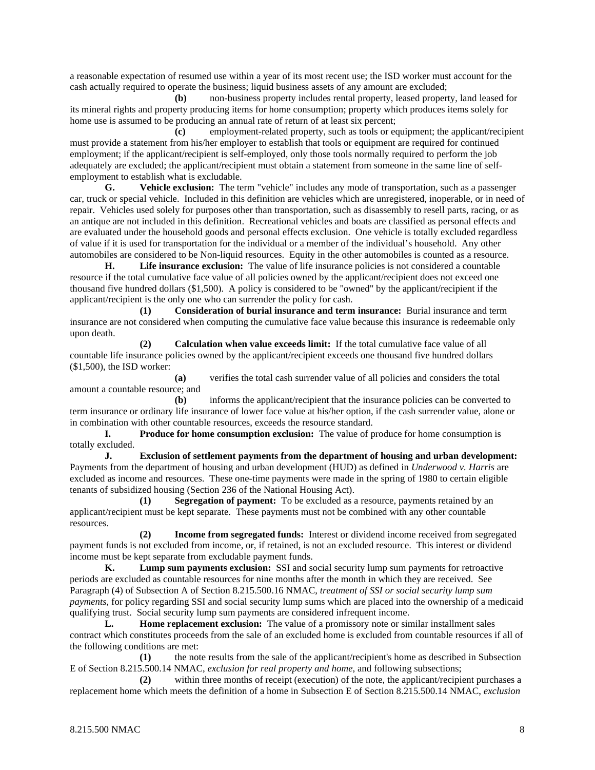a reasonable expectation of resumed use within a year of its most recent use; the ISD worker must account for the cash actually required to operate the business; liquid business assets of any amount are excluded;

**(b)** non-business property includes rental property, leased property, land leased for its mineral rights and property producing items for home consumption; property which produces items solely for home use is assumed to be producing an annual rate of return of at least six percent;

**(c)** employment-related property, such as tools or equipment; the applicant/recipient must provide a statement from his/her employer to establish that tools or equipment are required for continued employment; if the applicant/recipient is self-employed, only those tools normally required to perform the job adequately are excluded; the applicant/recipient must obtain a statement from someone in the same line of self-employment to establish what is excludable.

**G. Vehicle exclusion:** The term "vehicle" includes any mode of transportation, such as a passenger car, truck or special vehicle. Included in this definition are vehicles which are unregistered, inoperable, or in need of repair. Vehicles used solely for purposes other than transportation, such as disassembly to resell parts, racing, or as an antique are not included in this definition. Recreational vehicles and boats are classified as personal effects and are evaluated under the household goods and personal effects exclusion. One vehicle is totally excluded regardless of value if it is used for transportation for the individual or a member of the individual's household. Any other automobiles are considered to be Non-liquid resources. Equity in the other automobiles is counted as a resource.

**H. Life insurance exclusion:** The value of life insurance policies is not considered a countable resource if the total cumulative face value of all policies owned by the applicant/recipient does not exceed one thousand five hundred dollars ($1,500). A policy is considered to be "owned" by the applicant/recipient if the applicant/recipient is the only one who can surrender the policy for cash.

**(1) Consideration of burial insurance and term insurance:** Burial insurance and term insurance are not considered when computing the cumulative face value because this insurance is redeemable only upon death.

**(2) Calculation when value exceeds limit:** If the total cumulative face value of all countable life insurance policies owned by the applicant/recipient exceeds one thousand five hundred dollars ($1,500), the ISD worker:

**(a)** verifies the total cash surrender value of all policies and considers the total amount a countable resource; and

**(b)** informs the applicant/recipient that the insurance policies can be converted to term insurance or ordinary life insurance of lower face value at his/her option, if the cash surrender value, alone or in combination with other countable resources, exceeds the resource standard.

**I. Produce for home consumption exclusion:** The value of produce for home consumption is totally excluded.

**J. Exclusion of settlement payments from the department of housing and urban development:** Payments from the department of housing and urban development (HUD) as defined in *Underwood v. Harris* are excluded as income and resources. These one-time payments were made in the spring of 1980 to certain eligible tenants of subsidized housing (Section 236 of the National Housing Act).

**(1) Segregation of payment:** To be excluded as a resource, payments retained by an applicant/recipient must be kept separate. These payments must not be combined with any other countable resources.

**(2) Income from segregated funds:** Interest or dividend income received from segregated payment funds is not excluded from income, or, if retained, is not an excluded resource. This interest or dividend income must be kept separate from excludable payment funds.

**K. Lump sum payments exclusion:** SSI and social security lump sum payments for retroactive periods are excluded as countable resources for nine months after the month in which they are received. See Paragraph (4) of Subsection A of Section 8.215.500.16 NMAC, *treatment of SSI or social security lump sum payments*, for policy regarding SSI and social security lump sums which are placed into the ownership of a medicaid qualifying trust. Social security lump sum payments are considered infrequent income.

**L. Home replacement exclusion:** The value of a promissory note or similar installment sales contract which constitutes proceeds from the sale of an excluded home is excluded from countable resources if all of the following conditions are met:

**(1)** the note results from the sale of the applicant/recipient's home as described in Subsection E of Section 8.215.500.14 NMAC, *exclusion for real property and home*, and following subsections;

**(2)** within three months of receipt (execution) of the note, the applicant/recipient purchases a replacement home which meets the definition of a home in Subsection E of Section 8.215.500.14 NMAC, *exclusion*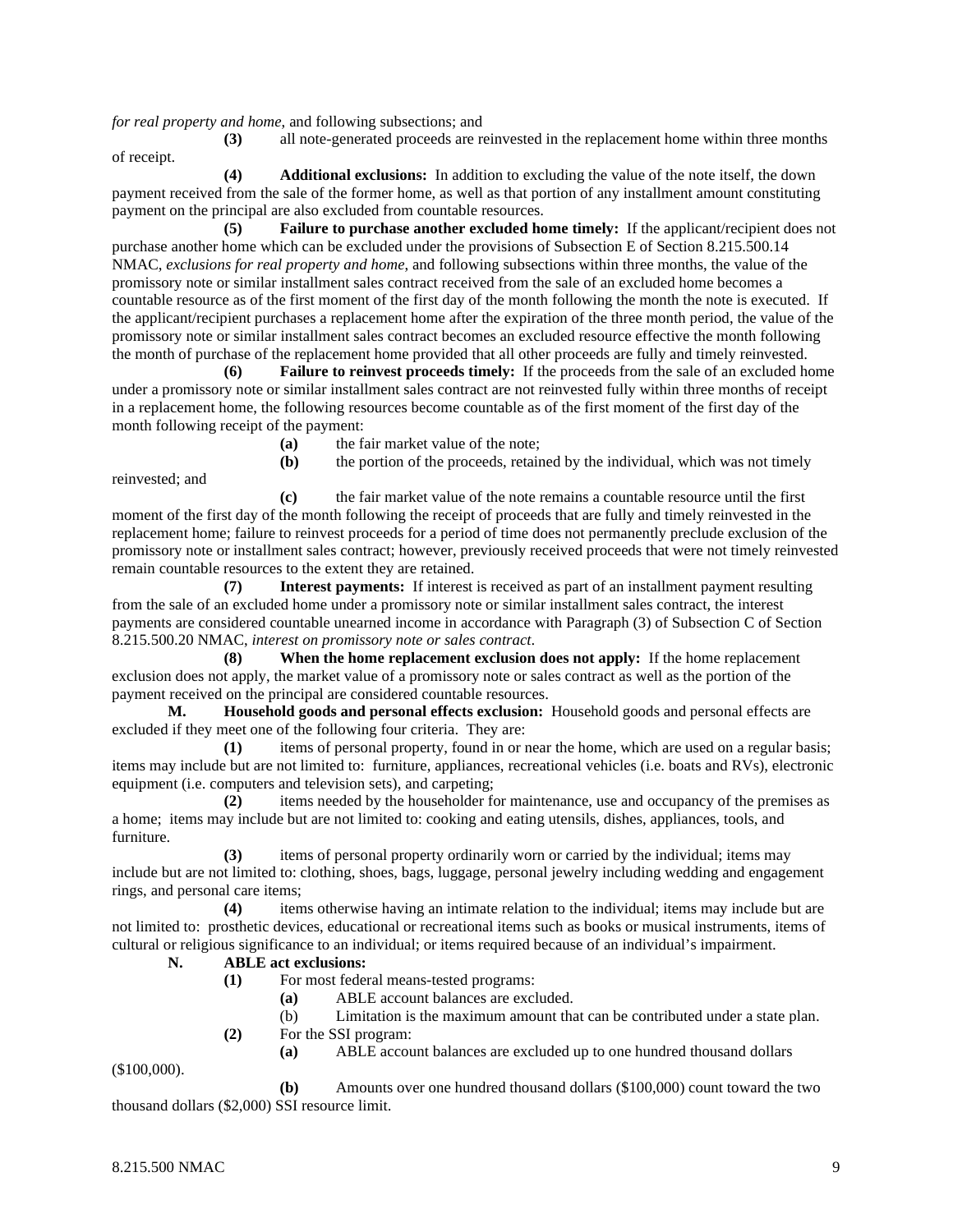*for real property and home*, and following subsections; and

**(3)** all note-generated proceeds are reinvested in the replacement home within three months of receipt.

**(4) Additional exclusions:** In addition to excluding the value of the note itself, the down payment received from the sale of the former home, as well as that portion of any installment amount constituting payment on the principal are also excluded from countable resources.

**(5) Failure to purchase another excluded home timely:** If the applicant/recipient does not purchase another home which can be excluded under the provisions of Subsection E of Section 8.215.500.14 NMAC, *exclusions for real property and home*, and following subsections within three months, the value of the promissory note or similar installment sales contract received from the sale of an excluded home becomes a countable resource as of the first moment of the first day of the month following the month the note is executed. If the applicant/recipient purchases a replacement home after the expiration of the three month period, the value of the promissory note or similar installment sales contract becomes an excluded resource effective the month following the month of purchase of the replacement home provided that all other proceeds are fully and timely reinvested.

**(6) Failure to reinvest proceeds timely:** If the proceeds from the sale of an excluded home under a promissory note or similar installment sales contract are not reinvested fully within three months of receipt in a replacement home, the following resources become countable as of the first moment of the first day of the month following receipt of the payment:

**(a)** the fair market value of the note;

**(b)** the portion of the proceeds, retained by the individual, which was not timely reinvested; and

**(c)** the fair market value of the note remains a countable resource until the first moment of the first day of the month following the receipt of proceeds that are fully and timely reinvested in the replacement home; failure to reinvest proceeds for a period of time does not permanently preclude exclusion of the promissory note or installment sales contract; however, previously received proceeds that were not timely reinvested remain countable resources to the extent they are retained.

**(7) Interest payments:** If interest is received as part of an installment payment resulting from the sale of an excluded home under a promissory note or similar installment sales contract, the interest payments are considered countable unearned income in accordance with Paragraph (3) of Subsection C of Section 8.215.500.20 NMAC, *interest on promissory note or sales contract*.

**(8) When the home replacement exclusion does not apply:** If the home replacement exclusion does not apply, the market value of a promissory note or sales contract as well as the portion of the payment received on the principal are considered countable resources.

**M. Household goods and personal effects exclusion:** Household goods and personal effects are excluded if they meet one of the following four criteria. They are:

**(1)** items of personal property, found in or near the home, which are used on a regular basis; items may include but are not limited to: furniture, appliances, recreational vehicles (i.e. boats and RVs), electronic equipment (i.e. computers and television sets), and carpeting;

**(2)** items needed by the householder for maintenance, use and occupancy of the premises as a home; items may include but are not limited to: cooking and eating utensils, dishes, appliances, tools, and furniture.

**(3)** items of personal property ordinarily worn or carried by the individual; items may include but are not limited to: clothing, shoes, bags, luggage, personal jewelry including wedding and engagement rings, and personal care items;

**(4)** items otherwise having an intimate relation to the individual; items may include but are not limited to: prosthetic devices, educational or recreational items such as books or musical instruments, items of cultural or religious significance to an individual; or items required because of an individual's impairment.

**N. ABLE act exclusions:**

**(1)** For most federal means-tested programs:

**(a)** ABLE account balances are excluded.

(b) Limitation is the maximum amount that can be contributed under a state plan.

**(2)** For the SSI program:

**(a)** ABLE account balances are excluded up to one hundred thousand dollars ($100,000).

**(b)** Amounts over one hundred thousand dollars ($100,000) count toward the two thousand dollars ($2,000) SSI resource limit.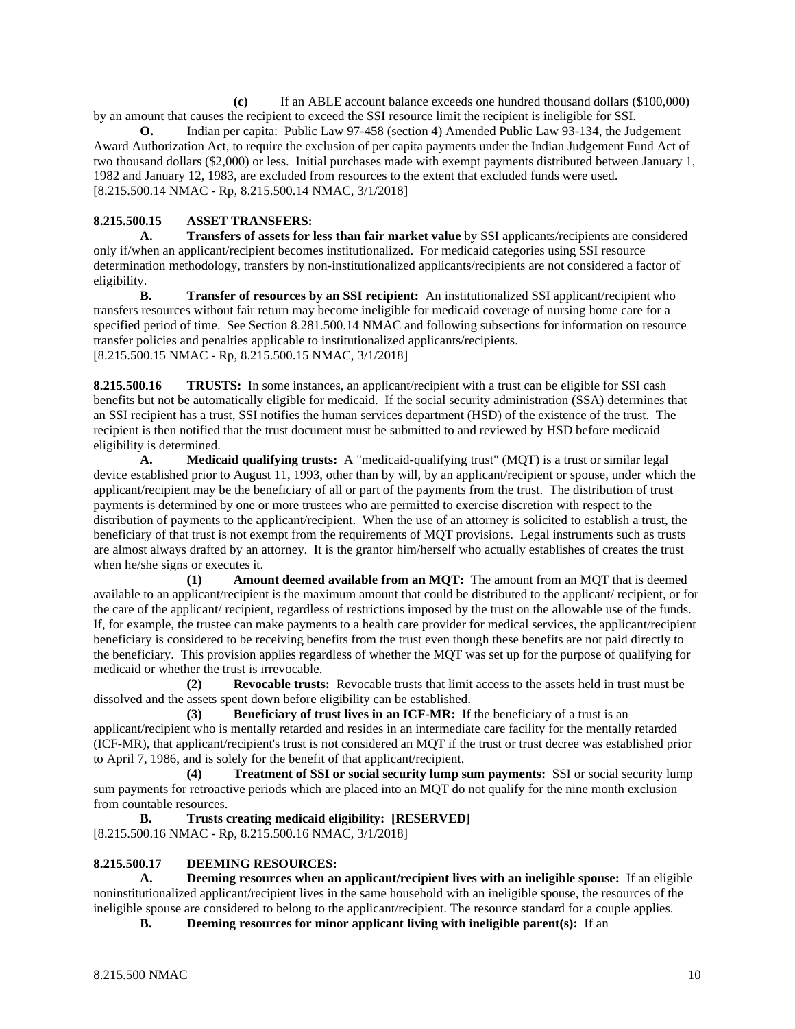**(c)** If an ABLE account balance exceeds one hundred thousand dollars ($100,000) by an amount that causes the recipient to exceed the SSI resource limit the recipient is ineligible for SSI.

**O.** Indian per capita: Public Law 97-458 (section 4) Amended Public Law 93-134, the Judgement Award Authorization Act, to require the exclusion of per capita payments under the Indian Judgement Fund Act of two thousand dollars ($2,000) or less. Initial purchases made with exempt payments distributed between January 1, 1982 and January 12, 1983, are excluded from resources to the extent that excluded funds were used.
[8.215.500.14 NMAC - Rp, 8.215.500.14 NMAC, 3/1/2018]

**8.215.500.15 ASSET TRANSFERS:**

**A. Transfers of assets for less than fair market value** by SSI applicants/recipients are considered only if/when an applicant/recipient becomes institutionalized. For medicaid categories using SSI resource determination methodology, transfers by non-institutionalized applicants/recipients are not considered a factor of eligibility.

**B. Transfer of resources by an SSI recipient:** An institutionalized SSI applicant/recipient who transfers resources without fair return may become ineligible for medicaid coverage of nursing home care for a specified period of time. See Section 8.281.500.14 NMAC and following subsections for information on resource transfer policies and penalties applicable to institutionalized applicants/recipients.
[8.215.500.15 NMAC - Rp, 8.215.500.15 NMAC, 3/1/2018]

**8.215.500.16 TRUSTS:** In some instances, an applicant/recipient with a trust can be eligible for SSI cash benefits but not be automatically eligible for medicaid. If the social security administration (SSA) determines that an SSI recipient has a trust, SSI notifies the human services department (HSD) of the existence of the trust. The recipient is then notified that the trust document must be submitted to and reviewed by HSD before medicaid eligibility is determined.

**A. Medicaid qualifying trusts:** A "medicaid-qualifying trust" (MQT) is a trust or similar legal device established prior to August 11, 1993, other than by will, by an applicant/recipient or spouse, under which the applicant/recipient may be the beneficiary of all or part of the payments from the trust. The distribution of trust payments is determined by one or more trustees who are permitted to exercise discretion with respect to the distribution of payments to the applicant/recipient. When the use of an attorney is solicited to establish a trust, the beneficiary of that trust is not exempt from the requirements of MQT provisions. Legal instruments such as trusts are almost always drafted by an attorney. It is the grantor him/herself who actually establishes of creates the trust when he/she signs or executes it.

**(1) Amount deemed available from an MQT:** The amount from an MQT that is deemed available to an applicant/recipient is the maximum amount that could be distributed to the applicant/ recipient, or for the care of the applicant/ recipient, regardless of restrictions imposed by the trust on the allowable use of the funds. If, for example, the trustee can make payments to a health care provider for medical services, the applicant/recipient beneficiary is considered to be receiving benefits from the trust even though these benefits are not paid directly to the beneficiary. This provision applies regardless of whether the MQT was set up for the purpose of qualifying for medicaid or whether the trust is irrevocable.

**(2) Revocable trusts:** Revocable trusts that limit access to the assets held in trust must be dissolved and the assets spent down before eligibility can be established.

**(3) Beneficiary of trust lives in an ICF-MR:** If the beneficiary of a trust is an applicant/recipient who is mentally retarded and resides in an intermediate care facility for the mentally retarded (ICF-MR), that applicant/recipient's trust is not considered an MQT if the trust or trust decree was established prior to April 7, 1986, and is solely for the benefit of that applicant/recipient.

**(4) Treatment of SSI or social security lump sum payments:** SSI or social security lump sum payments for retroactive periods which are placed into an MQT do not qualify for the nine month exclusion from countable resources.

**B. Trusts creating medicaid eligibility: [RESERVED]**
[8.215.500.16 NMAC - Rp, 8.215.500.16 NMAC, 3/1/2018]

**8.215.500.17 DEEMING RESOURCES:**

**A. Deeming resources when an applicant/recipient lives with an ineligible spouse:** If an eligible noninstitutionalized applicant/recipient lives in the same household with an ineligible spouse, the resources of the ineligible spouse are considered to belong to the applicant/recipient. The resource standard for a couple applies.

**B. Deeming resources for minor applicant living with ineligible parent(s):** If an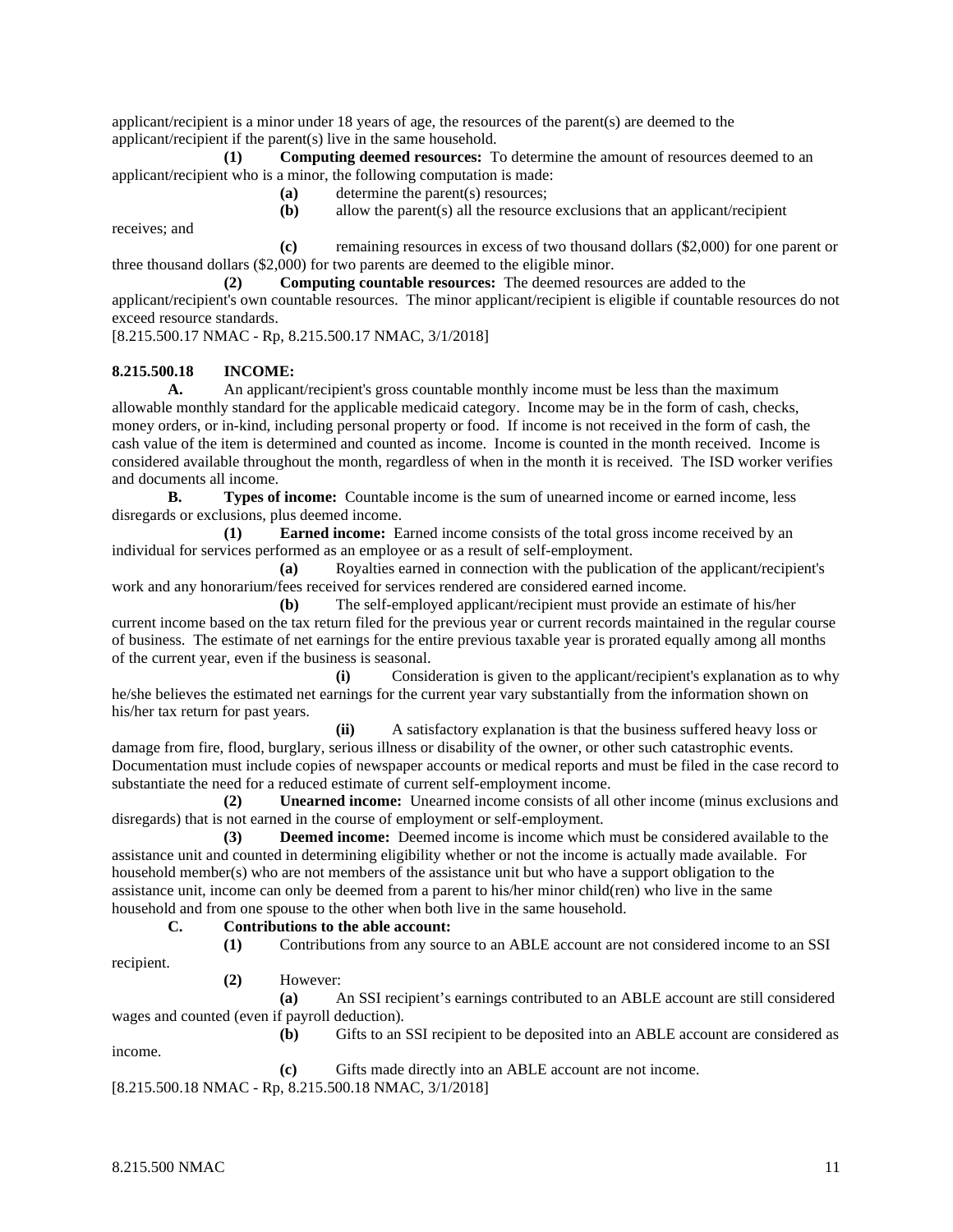applicant/recipient is a minor under 18 years of age, the resources of the parent(s) are deemed to the applicant/recipient if the parent(s) live in the same household.

**(1) Computing deemed resources:** To determine the amount of resources deemed to an applicant/recipient who is a minor, the following computation is made:

**(a)** determine the parent(s) resources;

**(b)** allow the parent(s) all the resource exclusions that an applicant/recipient receives; and

**(c)** remaining resources in excess of two thousand dollars ($2,000) for one parent or three thousand dollars ($2,000) for two parents are deemed to the eligible minor.

**(2) Computing countable resources:** The deemed resources are added to the applicant/recipient's own countable resources. The minor applicant/recipient is eligible if countable resources do not exceed resource standards.

[8.215.500.17 NMAC - Rp, 8.215.500.17 NMAC, 3/1/2018]

**8.215.500.18 INCOME:**

**A.** An applicant/recipient's gross countable monthly income must be less than the maximum allowable monthly standard for the applicable medicaid category. Income may be in the form of cash, checks, money orders, or in-kind, including personal property or food. If income is not received in the form of cash, the cash value of the item is determined and counted as income. Income is counted in the month received. Income is considered available throughout the month, regardless of when in the month it is received. The ISD worker verifies and documents all income.

**B. Types of income:** Countable income is the sum of unearned income or earned income, less disregards or exclusions, plus deemed income.

**(1) Earned income:** Earned income consists of the total gross income received by an individual for services performed as an employee or as a result of self-employment.

**(a)** Royalties earned in connection with the publication of the applicant/recipient's work and any honorarium/fees received for services rendered are considered earned income.

**(b)** The self-employed applicant/recipient must provide an estimate of his/her current income based on the tax return filed for the previous year or current records maintained in the regular course of business. The estimate of net earnings for the entire previous taxable year is prorated equally among all months of the current year, even if the business is seasonal.

**(i)** Consideration is given to the applicant/recipient's explanation as to why he/she believes the estimated net earnings for the current year vary substantially from the information shown on his/her tax return for past years.

**(ii)** A satisfactory explanation is that the business suffered heavy loss or damage from fire, flood, burglary, serious illness or disability of the owner, or other such catastrophic events. Documentation must include copies of newspaper accounts or medical reports and must be filed in the case record to substantiate the need for a reduced estimate of current self-employment income.

**(2) Unearned income:** Unearned income consists of all other income (minus exclusions and disregards) that is not earned in the course of employment or self-employment.

**(3) Deemed income:** Deemed income is income which must be considered available to the assistance unit and counted in determining eligibility whether or not the income is actually made available. For household member(s) who are not members of the assistance unit but who have a support obligation to the assistance unit, income can only be deemed from a parent to his/her minor child(ren) who live in the same household and from one spouse to the other when both live in the same household.

**C. Contributions to the able account:**

**(1)** Contributions from any source to an ABLE account are not considered income to an SSI recipient.

**(2)** However:

**(a)** An SSI recipient's earnings contributed to an ABLE account are still considered wages and counted (even if payroll deduction).

**(b)** Gifts to an SSI recipient to be deposited into an ABLE account are considered as income.

**(c)** Gifts made directly into an ABLE account are not income.

[8.215.500.18 NMAC - Rp, 8.215.500.18 NMAC, 3/1/2018]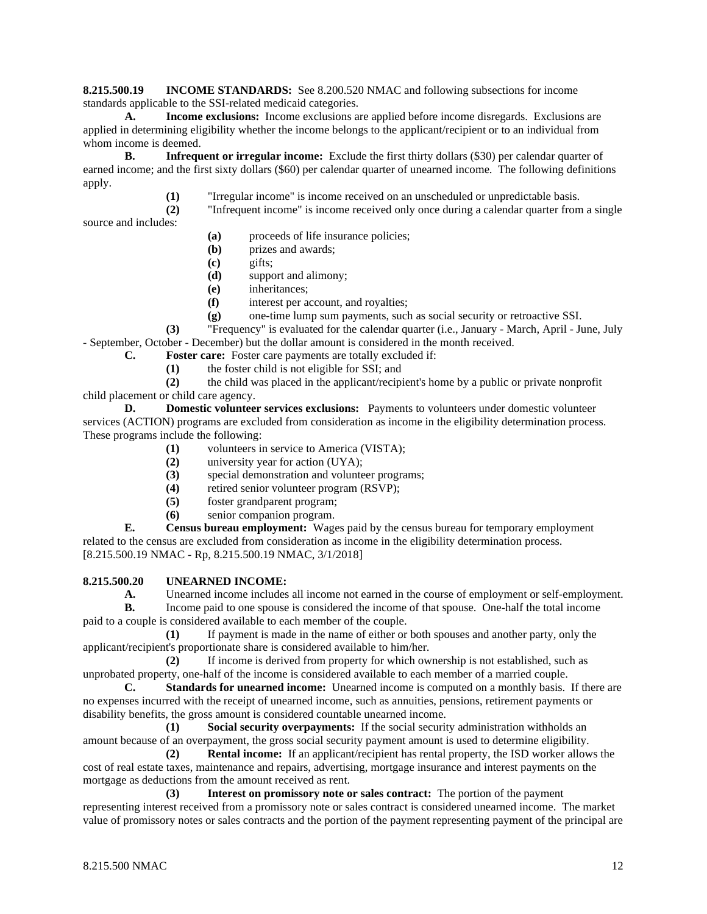**8.215.500.19 INCOME STANDARDS:** See 8.200.520 NMAC and following subsections for income standards applicable to the SSI-related medicaid categories.

**A. Income exclusions:** Income exclusions are applied before income disregards. Exclusions are applied in determining eligibility whether the income belongs to the applicant/recipient or to an individual from whom income is deemed.

**B. Infrequent or irregular income:** Exclude the first thirty dollars ($30) per calendar quarter of earned income; and the first sixty dollars ($60) per calendar quarter of unearned income. The following definitions apply.

**(1)** "Irregular income" is income received on an unscheduled or unpredictable basis.

**(2)** "Infrequent income" is income received only once during a calendar quarter from a single source and includes:

**(a)** proceeds of life insurance policies;

**(b)** prizes and awards;

**(c)** gifts;

**(d)** support and alimony;

**(e)** inheritances;

**(f)** interest per account, and royalties;

**(g)** one-time lump sum payments, such as social security or retroactive SSI.

**(3)** "Frequency" is evaluated for the calendar quarter (i.e., January - March, April - June, July - September, October - December) but the dollar amount is considered in the month received.

**C. Foster care:** Foster care payments are totally excluded if:

**(1)** the foster child is not eligible for SSI; and

**(2)** the child was placed in the applicant/recipient's home by a public or private nonprofit child placement or child care agency.

**D. Domestic volunteer services exclusions:** Payments to volunteers under domestic volunteer services (ACTION) programs are excluded from consideration as income in the eligibility determination process. These programs include the following:

**(1)** volunteers in service to America (VISTA);

**(2)** university year for action (UYA);

**(3)** special demonstration and volunteer programs;

**(4)** retired senior volunteer program (RSVP);

**(5)** foster grandparent program;

**(6)** senior companion program.

**E. Census bureau employment:** Wages paid by the census bureau for temporary employment related to the census are excluded from consideration as income in the eligibility determination process.

[8.215.500.19 NMAC - Rp, 8.215.500.19 NMAC, 3/1/2018]

**8.215.500.20 UNEARNED INCOME:**

**A.** Unearned income includes all income not earned in the course of employment or self-employment.

**B.** Income paid to one spouse is considered the income of that spouse. One-half the total income paid to a couple is considered available to each member of the couple.

**(1)** If payment is made in the name of either or both spouses and another party, only the applicant/recipient's proportionate share is considered available to him/her.

**(2)** If income is derived from property for which ownership is not established, such as unprobated property, one-half of the income is considered available to each member of a married couple.

**C. Standards for unearned income:** Unearned income is computed on a monthly basis. If there are no expenses incurred with the receipt of unearned income, such as annuities, pensions, retirement payments or disability benefits, the gross amount is considered countable unearned income.

**(1) Social security overpayments:** If the social security administration withholds an amount because of an overpayment, the gross social security payment amount is used to determine eligibility.

**(2) Rental income:** If an applicant/recipient has rental property, the ISD worker allows the cost of real estate taxes, maintenance and repairs, advertising, mortgage insurance and interest payments on the mortgage as deductions from the amount received as rent.

**(3) Interest on promissory note or sales contract:** The portion of the payment representing interest received from a promissory note or sales contract is considered unearned income. The market value of promissory notes or sales contracts and the portion of the payment representing payment of the principal are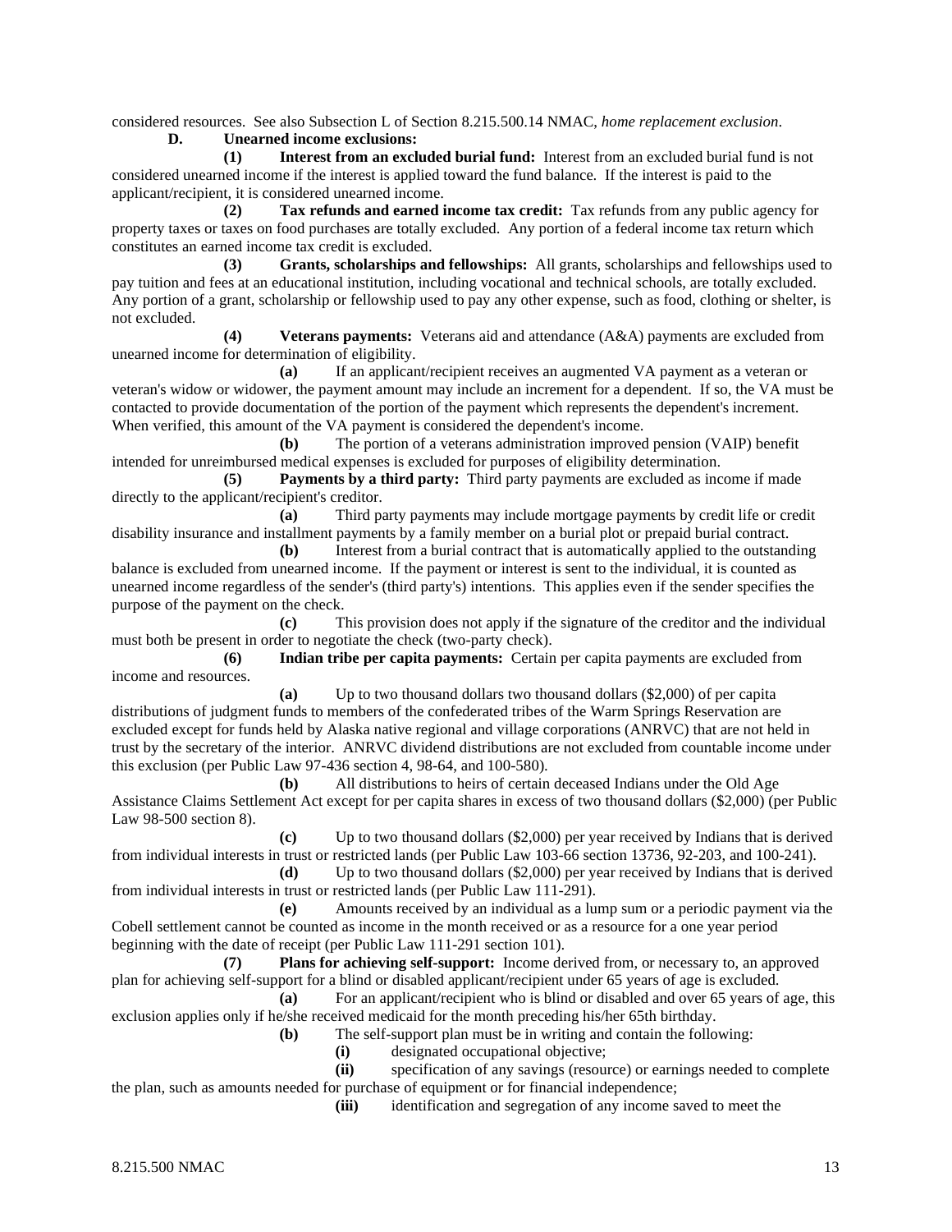considered resources. See also Subsection L of Section 8.215.500.14 NMAC, *home replacement exclusion*.

**D. Unearned income exclusions:**

**(1) Interest from an excluded burial fund:** Interest from an excluded burial fund is not considered unearned income if the interest is applied toward the fund balance. If the interest is paid to the applicant/recipient, it is considered unearned income.

**(2) Tax refunds and earned income tax credit:** Tax refunds from any public agency for property taxes or taxes on food purchases are totally excluded. Any portion of a federal income tax return which constitutes an earned income tax credit is excluded.

**(3) Grants, scholarships and fellowships:** All grants, scholarships and fellowships used to pay tuition and fees at an educational institution, including vocational and technical schools, are totally excluded. Any portion of a grant, scholarship or fellowship used to pay any other expense, such as food, clothing or shelter, is not excluded.

**(4) Veterans payments:** Veterans aid and attendance (A&A) payments are excluded from unearned income for determination of eligibility.

**(a)** If an applicant/recipient receives an augmented VA payment as a veteran or veteran's widow or widower, the payment amount may include an increment for a dependent. If so, the VA must be contacted to provide documentation of the portion of the payment which represents the dependent's increment. When verified, this amount of the VA payment is considered the dependent's income.

**(b)** The portion of a veterans administration improved pension (VAIP) benefit intended for unreimbursed medical expenses is excluded for purposes of eligibility determination.

**(5) Payments by a third party:** Third party payments are excluded as income if made directly to the applicant/recipient's creditor.

**(a)** Third party payments may include mortgage payments by credit life or credit disability insurance and installment payments by a family member on a burial plot or prepaid burial contract.

**(b)** Interest from a burial contract that is automatically applied to the outstanding balance is excluded from unearned income. If the payment or interest is sent to the individual, it is counted as unearned income regardless of the sender's (third party's) intentions. This applies even if the sender specifies the purpose of the payment on the check.

**(c)** This provision does not apply if the signature of the creditor and the individual must both be present in order to negotiate the check (two-party check).

**(6) Indian tribe per capita payments:** Certain per capita payments are excluded from income and resources.

**(a)** Up to two thousand dollars two thousand dollars ($2,000) of per capita distributions of judgment funds to members of the confederated tribes of the Warm Springs Reservation are excluded except for funds held by Alaska native regional and village corporations (ANRVC) that are not held in trust by the secretary of the interior. ANRVC dividend distributions are not excluded from countable income under this exclusion (per Public Law 97-436 section 4, 98-64, and 100-580).

**(b)** All distributions to heirs of certain deceased Indians under the Old Age Assistance Claims Settlement Act except for per capita shares in excess of two thousand dollars ($2,000) (per Public Law 98-500 section 8).

**(c)** Up to two thousand dollars ($2,000) per year received by Indians that is derived from individual interests in trust or restricted lands (per Public Law 103-66 section 13736, 92-203, and 100-241).

**(d)** Up to two thousand dollars ($2,000) per year received by Indians that is derived from individual interests in trust or restricted lands (per Public Law 111-291).

**(e)** Amounts received by an individual as a lump sum or a periodic payment via the Cobell settlement cannot be counted as income in the month received or as a resource for a one year period beginning with the date of receipt (per Public Law 111-291 section 101).

**(7) Plans for achieving self-support:** Income derived from, or necessary to, an approved plan for achieving self-support for a blind or disabled applicant/recipient under 65 years of age is excluded.

**(a)** For an applicant/recipient who is blind or disabled and over 65 years of age, this exclusion applies only if he/she received medicaid for the month preceding his/her 65th birthday.

**(b)** The self-support plan must be in writing and contain the following:

**(i)** designated occupational objective;

**(ii)** specification of any savings (resource) or earnings needed to complete the plan, such as amounts needed for purchase of equipment or for financial independence;

**(iii)** identification and segregation of any income saved to meet the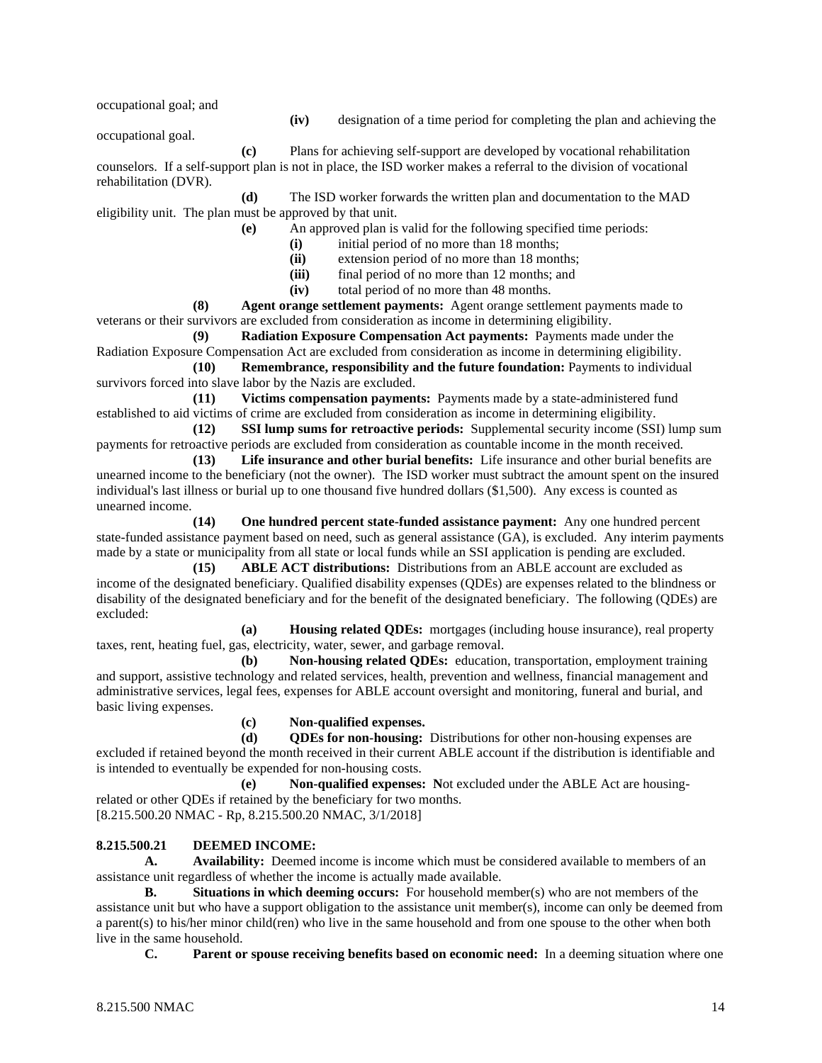occupational goal; and

**(iv)** designation of a time period for completing the plan and achieving the occupational goal.

**(c)** Plans for achieving self-support are developed by vocational rehabilitation counselors. If a self-support plan is not in place, the ISD worker makes a referral to the division of vocational rehabilitation (DVR).

**(d)** The ISD worker forwards the written plan and documentation to the MAD eligibility unit. The plan must be approved by that unit.

**(e)** An approved plan is valid for the following specified time periods:

**(i)** initial period of no more than 18 months;

**(ii)** extension period of no more than 18 months;

**(iii)** final period of no more than 12 months; and

**(iv)** total period of no more than 48 months.

**(8) Agent orange settlement payments:** Agent orange settlement payments made to veterans or their survivors are excluded from consideration as income in determining eligibility.

**(9) Radiation Exposure Compensation Act payments:** Payments made under the Radiation Exposure Compensation Act are excluded from consideration as income in determining eligibility.

**(10) Remembrance, responsibility and the future foundation:** Payments to individual survivors forced into slave labor by the Nazis are excluded.

**(11) Victims compensation payments:** Payments made by a state-administered fund established to aid victims of crime are excluded from consideration as income in determining eligibility.

**(12) SSI lump sums for retroactive periods:** Supplemental security income (SSI) lump sum payments for retroactive periods are excluded from consideration as countable income in the month received.

**(13) Life insurance and other burial benefits:** Life insurance and other burial benefits are unearned income to the beneficiary (not the owner). The ISD worker must subtract the amount spent on the insured individual's last illness or burial up to one thousand five hundred dollars ($1,500). Any excess is counted as unearned income.

**(14) One hundred percent state-funded assistance payment:** Any one hundred percent state-funded assistance payment based on need, such as general assistance (GA), is excluded. Any interim payments made by a state or municipality from all state or local funds while an SSI application is pending are excluded.

**(15) ABLE ACT distributions:** Distributions from an ABLE account are excluded as income of the designated beneficiary. Qualified disability expenses (QDEs) are expenses related to the blindness or disability of the designated beneficiary and for the benefit of the designated beneficiary. The following (QDEs) are excluded:

**(a) Housing related QDEs:** mortgages (including house insurance), real property taxes, rent, heating fuel, gas, electricity, water, sewer, and garbage removal.

**(b) Non-housing related QDEs:** education, transportation, employment training and support, assistive technology and related services, health, prevention and wellness, financial management and administrative services, legal fees, expenses for ABLE account oversight and monitoring, funeral and burial, and basic living expenses.

**(c) Non-qualified expenses.**

**(d) QDEs for non-housing:** Distributions for other non-housing expenses are excluded if retained beyond the month received in their current ABLE account if the distribution is identifiable and is intended to eventually be expended for non-housing costs.

**(e) Non-qualified expenses: N**ot excluded under the ABLE Act are housing-related or other QDEs if retained by the beneficiary for two months.

[8.215.500.20 NMAC - Rp, 8.215.500.20 NMAC, 3/1/2018]

**8.215.500.21 DEEMED INCOME:**

**A. Availability:** Deemed income is income which must be considered available to members of an assistance unit regardless of whether the income is actually made available.

**B. Situations in which deeming occurs:** For household member(s) who are not members of the assistance unit but who have a support obligation to the assistance unit member(s), income can only be deemed from a parent(s) to his/her minor child(ren) who live in the same household and from one spouse to the other when both live in the same household.

**C. Parent or spouse receiving benefits based on economic need:** In a deeming situation where one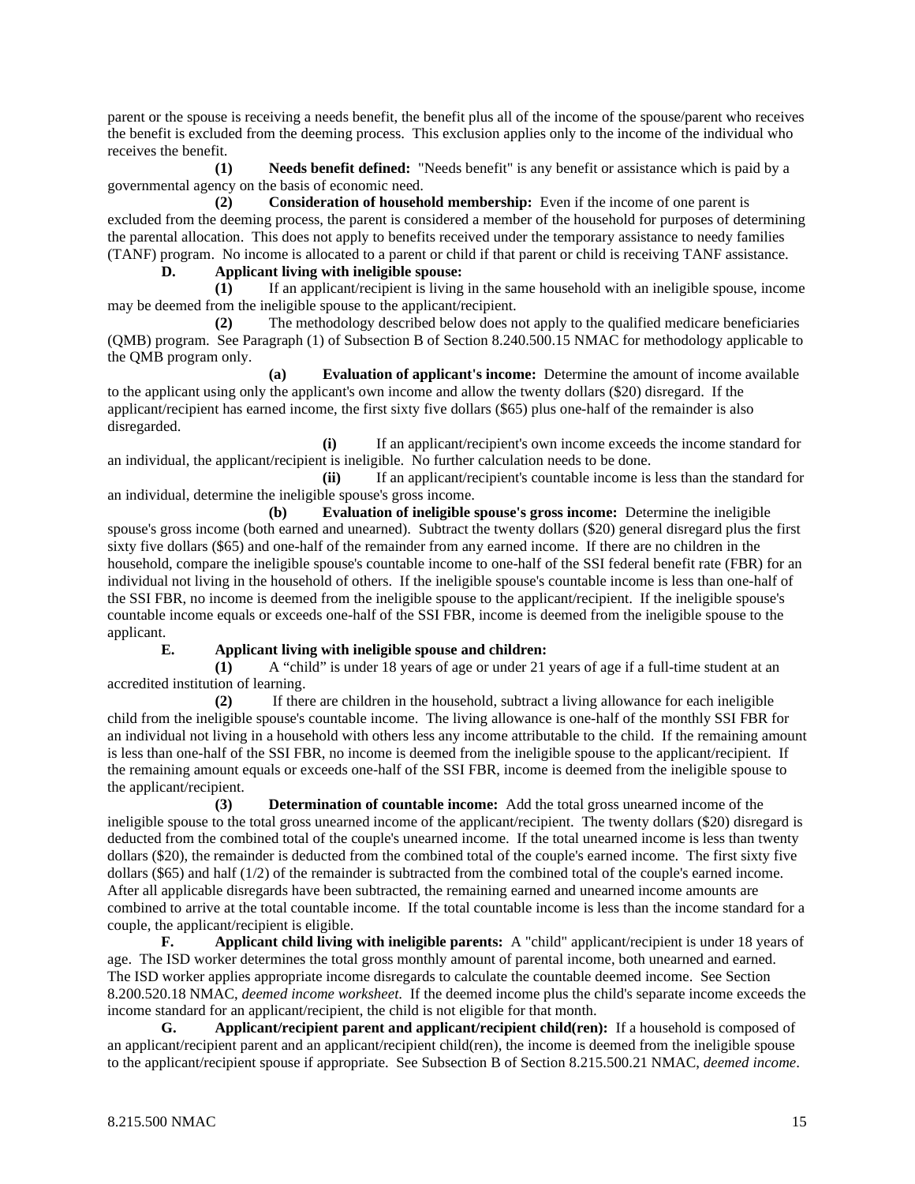parent or the spouse is receiving a needs benefit, the benefit plus all of the income of the spouse/parent who receives the benefit is excluded from the deeming process. This exclusion applies only to the income of the individual who receives the benefit.

**(1) Needs benefit defined:** "Needs benefit" is any benefit or assistance which is paid by a governmental agency on the basis of economic need.

**(2) Consideration of household membership:** Even if the income of one parent is excluded from the deeming process, the parent is considered a member of the household for purposes of determining the parental allocation. This does not apply to benefits received under the temporary assistance to needy families (TANF) program. No income is allocated to a parent or child if that parent or child is receiving TANF assistance.

**D. Applicant living with ineligible spouse:**

**(1)** If an applicant/recipient is living in the same household with an ineligible spouse, income may be deemed from the ineligible spouse to the applicant/recipient.

**(2)** The methodology described below does not apply to the qualified medicare beneficiaries (QMB) program. See Paragraph (1) of Subsection B of Section 8.240.500.15 NMAC for methodology applicable to the QMB program only.

**(a) Evaluation of applicant's income:** Determine the amount of income available to the applicant using only the applicant's own income and allow the twenty dollars ($20) disregard. If the applicant/recipient has earned income, the first sixty five dollars ($65) plus one-half of the remainder is also disregarded.

**(i)** If an applicant/recipient's own income exceeds the income standard for an individual, the applicant/recipient is ineligible. No further calculation needs to be done.

**(ii)** If an applicant/recipient's countable income is less than the standard for an individual, determine the ineligible spouse's gross income.

**(b) Evaluation of ineligible spouse's gross income:** Determine the ineligible spouse's gross income (both earned and unearned). Subtract the twenty dollars ($20) general disregard plus the first sixty five dollars ($65) and one-half of the remainder from any earned income. If there are no children in the household, compare the ineligible spouse's countable income to one-half of the SSI federal benefit rate (FBR) for an individual not living in the household of others. If the ineligible spouse's countable income is less than one-half of the SSI FBR, no income is deemed from the ineligible spouse to the applicant/recipient. If the ineligible spouse's countable income equals or exceeds one-half of the SSI FBR, income is deemed from the ineligible spouse to the applicant.

**E. Applicant living with ineligible spouse and children:**

**(1)** A "child" is under 18 years of age or under 21 years of age if a full-time student at an accredited institution of learning.

**(2)** If there are children in the household, subtract a living allowance for each ineligible child from the ineligible spouse's countable income. The living allowance is one-half of the monthly SSI FBR for an individual not living in a household with others less any income attributable to the child. If the remaining amount is less than one-half of the SSI FBR, no income is deemed from the ineligible spouse to the applicant/recipient. If the remaining amount equals or exceeds one-half of the SSI FBR, income is deemed from the ineligible spouse to the applicant/recipient.

**(3) Determination of countable income:** Add the total gross unearned income of the ineligible spouse to the total gross unearned income of the applicant/recipient. The twenty dollars ($20) disregard is deducted from the combined total of the couple's unearned income. If the total unearned income is less than twenty dollars ($20), the remainder is deducted from the combined total of the couple's earned income. The first sixty five dollars ($65) and half (1/2) of the remainder is subtracted from the combined total of the couple's earned income. After all applicable disregards have been subtracted, the remaining earned and unearned income amounts are combined to arrive at the total countable income. If the total countable income is less than the income standard for a couple, the applicant/recipient is eligible.

**F. Applicant child living with ineligible parents:** A "child" applicant/recipient is under 18 years of age. The ISD worker determines the total gross monthly amount of parental income, both unearned and earned. The ISD worker applies appropriate income disregards to calculate the countable deemed income. See Section 8.200.520.18 NMAC, *deemed income worksheet*. If the deemed income plus the child's separate income exceeds the income standard for an applicant/recipient, the child is not eligible for that month.

**G. Applicant/recipient parent and applicant/recipient child(ren):** If a household is composed of an applicant/recipient parent and an applicant/recipient child(ren), the income is deemed from the ineligible spouse to the applicant/recipient spouse if appropriate. See Subsection B of Section 8.215.500.21 NMAC, *deemed income*.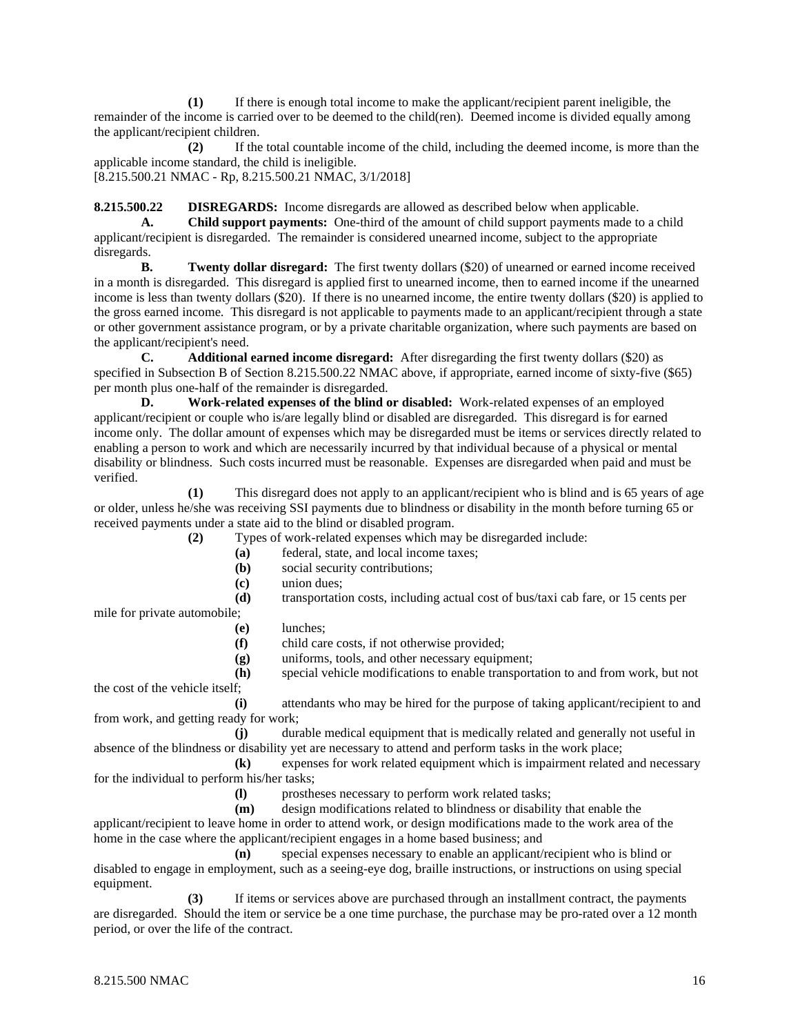**(1)** If there is enough total income to make the applicant/recipient parent ineligible, the remainder of the income is carried over to be deemed to the child(ren). Deemed income is divided equally among the applicant/recipient children.

**(2)** If the total countable income of the child, including the deemed income, is more than the applicable income standard, the child is ineligible.

[8.215.500.21 NMAC - Rp, 8.215.500.21 NMAC, 3/1/2018]

**8.215.500.22 DISREGARDS:** Income disregards are allowed as described below when applicable.

**A. Child support payments:** One-third of the amount of child support payments made to a child applicant/recipient is disregarded. The remainder is considered unearned income, subject to the appropriate disregards.

**B. Twenty dollar disregard:** The first twenty dollars ($20) of unearned or earned income received in a month is disregarded. This disregard is applied first to unearned income, then to earned income if the unearned income is less than twenty dollars ($20). If there is no unearned income, the entire twenty dollars ($20) is applied to the gross earned income. This disregard is not applicable to payments made to an applicant/recipient through a state or other government assistance program, or by a private charitable organization, where such payments are based on the applicant/recipient's need.

**C. Additional earned income disregard:** After disregarding the first twenty dollars ($20) as specified in Subsection B of Section 8.215.500.22 NMAC above, if appropriate, earned income of sixty-five ($65) per month plus one-half of the remainder is disregarded.

**D. Work-related expenses of the blind or disabled:** Work-related expenses of an employed applicant/recipient or couple who is/are legally blind or disabled are disregarded. This disregard is for earned income only. The dollar amount of expenses which may be disregarded must be items or services directly related to enabling a person to work and which are necessarily incurred by that individual because of a physical or mental disability or blindness. Such costs incurred must be reasonable. Expenses are disregarded when paid and must be verified.

**(1)** This disregard does not apply to an applicant/recipient who is blind and is 65 years of age or older, unless he/she was receiving SSI payments due to blindness or disability in the month before turning 65 or received payments under a state aid to the blind or disabled program.

**(2)** Types of work-related expenses which may be disregarded include:

**(a)** federal, state, and local income taxes;

**(b)** social security contributions;

**(c)** union dues;

**(d)** transportation costs, including actual cost of bus/taxi cab fare, or 15 cents per mile for private automobile;

**(e)** lunches;

**(f)** child care costs, if not otherwise provided;

**(g)** uniforms, tools, and other necessary equipment;

**(h)** special vehicle modifications to enable transportation to and from work, but not the cost of the vehicle itself;

**(i)** attendants who may be hired for the purpose of taking applicant/recipient to and from work, and getting ready for work;

**(j)** durable medical equipment that is medically related and generally not useful in absence of the blindness or disability yet are necessary to attend and perform tasks in the work place;

**(k)** expenses for work related equipment which is impairment related and necessary for the individual to perform his/her tasks;

**(l)** prostheses necessary to perform work related tasks;

**(m)** design modifications related to blindness or disability that enable the applicant/recipient to leave home in order to attend work, or design modifications made to the work area of the home in the case where the applicant/recipient engages in a home based business; and

**(n)** special expenses necessary to enable an applicant/recipient who is blind or disabled to engage in employment, such as a seeing-eye dog, braille instructions, or instructions on using special equipment.

**(3)** If items or services above are purchased through an installment contract, the payments are disregarded. Should the item or service be a one time purchase, the purchase may be pro-rated over a 12 month period, or over the life of the contract.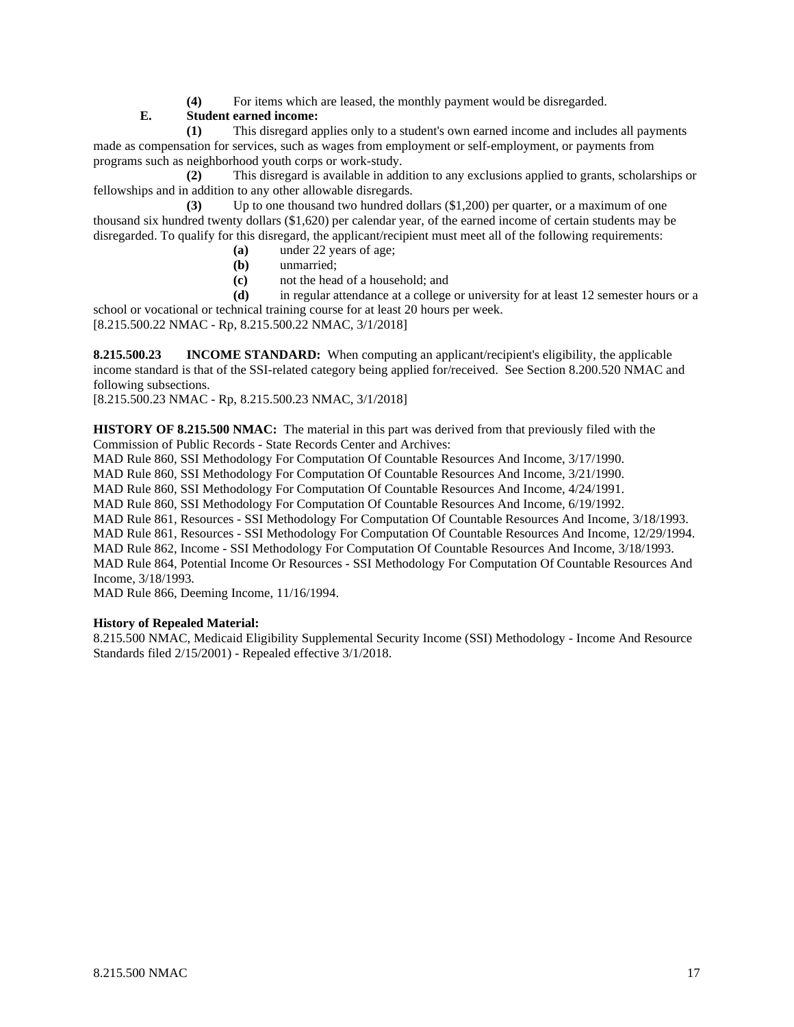**(4)** For items which are leased, the monthly payment would be disregarded.

**E. Student earned income:**

**(1)** This disregard applies only to a student's own earned income and includes all payments made as compensation for services, such as wages from employment or self-employment, or payments from programs such as neighborhood youth corps or work-study.

**(2)** This disregard is available in addition to any exclusions applied to grants, scholarships or fellowships and in addition to any other allowable disregards.

**(3)** Up to one thousand two hundred dollars ($1,200) per quarter, or a maximum of one thousand six hundred twenty dollars ($1,620) per calendar year, of the earned income of certain students may be disregarded. To qualify for this disregard, the applicant/recipient must meet all of the following requirements:

**(a)** under 22 years of age;

**(b)** unmarried;

**(c)** not the head of a household; and

**(d)** in regular attendance at a college or university for at least 12 semester hours or a school or vocational or technical training course for at least 20 hours per week.

[8.215.500.22 NMAC - Rp, 8.215.500.22 NMAC, 3/1/2018]

**8.215.500.23 INCOME STANDARD:** When computing an applicant/recipient's eligibility, the applicable income standard is that of the SSI-related category being applied for/received. See Section 8.200.520 NMAC and following subsections.

[8.215.500.23 NMAC - Rp, 8.215.500.23 NMAC, 3/1/2018]

**HISTORY OF 8.215.500 NMAC:** The material in this part was derived from that previously filed with the Commission of Public Records - State Records Center and Archives:

MAD Rule 860, SSI Methodology For Computation Of Countable Resources And Income, 3/17/1990.

MAD Rule 860, SSI Methodology For Computation Of Countable Resources And Income, 3/21/1990.

MAD Rule 860, SSI Methodology For Computation Of Countable Resources And Income, 4/24/1991.

MAD Rule 860, SSI Methodology For Computation Of Countable Resources And Income, 6/19/1992.

MAD Rule 861, Resources - SSI Methodology For Computation Of Countable Resources And Income, 3/18/1993.

MAD Rule 861, Resources - SSI Methodology For Computation Of Countable Resources And Income, 12/29/1994.

MAD Rule 862, Income - SSI Methodology For Computation Of Countable Resources And Income, 3/18/1993.

MAD Rule 864, Potential Income Or Resources - SSI Methodology For Computation Of Countable Resources And Income, 3/18/1993.

MAD Rule 866, Deeming Income, 11/16/1994.

**History of Repealed Material:**

8.215.500 NMAC, Medicaid Eligibility Supplemental Security Income (SSI) Methodology - Income And Resource Standards filed 2/15/2001) - Repealed effective 3/1/2018.